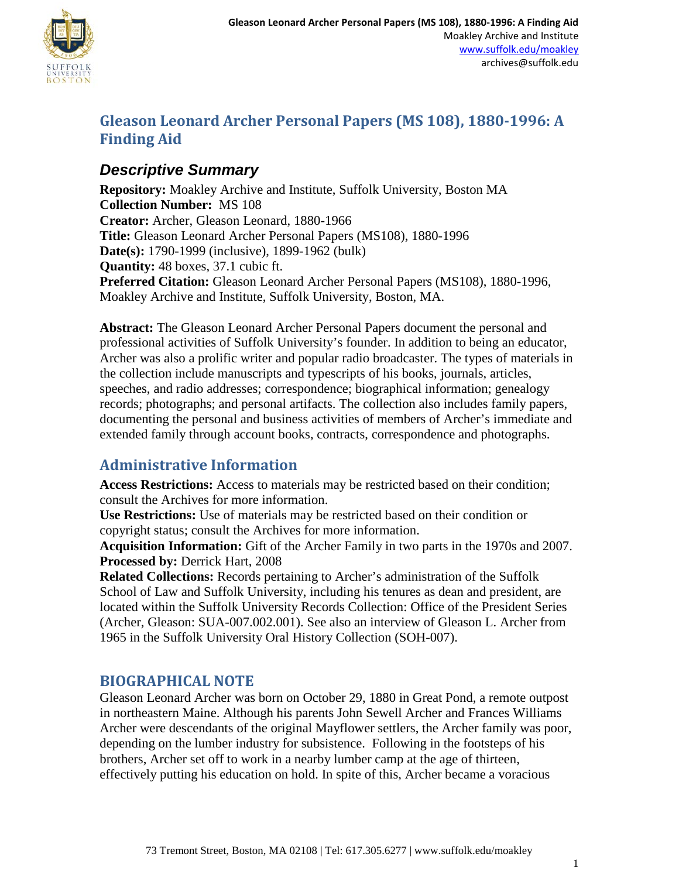# Gleason Leonard Archer Personal Papers (MS 108), 1880-1996: A Finding Aid

## *Descriptive Summary*

**Repository:** Moakley Archive and Institute, Suffolk University, Boston MA
**Collection Number:** MS 108
**Creator:** Archer, Gleason Leonard, 1880-1966
**Title:** Gleason Leonard Archer Personal Papers (MS108), 1880-1996
**Date(s):** 1790-1999 (inclusive), 1899-1962 (bulk)
**Quantity:** 48 boxes, 37.1 cubic ft.
**Preferred Citation:** Gleason Leonard Archer Personal Papers (MS108), 1880-1996, Moakley Archive and Institute, Suffolk University, Boston, MA.

**Abstract:** The Gleason Leonard Archer Personal Papers document the personal and professional activities of Suffolk University's founder. In addition to being an educator, Archer was also a prolific writer and popular radio broadcaster. The types of materials in the collection include manuscripts and typescripts of his books, journals, articles, speeches, and radio addresses; correspondence; biographical information; genealogy records; photographs; and personal artifacts. The collection also includes family papers, documenting the personal and business activities of members of Archer's immediate and extended family through account books, contracts, correspondence and photographs.

## Administrative Information

**Access Restrictions:** Access to materials may be restricted based on their condition; consult the Archives for more information.
**Use Restrictions:** Use of materials may be restricted based on their condition or copyright status; consult the Archives for more information.
**Acquisition Information:** Gift of the Archer Family in two parts in the 1970s and 2007.
**Processed by:** Derrick Hart, 2008
**Related Collections:** Records pertaining to Archer's administration of the Suffolk School of Law and Suffolk University, including his tenures as dean and president, are located within the Suffolk University Records Collection: Office of the President Series (Archer, Gleason: SUA-007.002.001). See also an interview of Gleason L. Archer from 1965 in the Suffolk University Oral History Collection (SOH-007).

## BIOGRAPHICAL NOTE

Gleason Leonard Archer was born on October 29, 1880 in Great Pond, a remote outpost in northeastern Maine. Although his parents John Sewell Archer and Frances Williams Archer were descendants of the original Mayflower settlers, the Archer family was poor, depending on the lumber industry for subsistence. Following in the footsteps of his brothers, Archer set off to work in a nearby lumber camp at the age of thirteen, effectively putting his education on hold. In spite of this, Archer became a voracious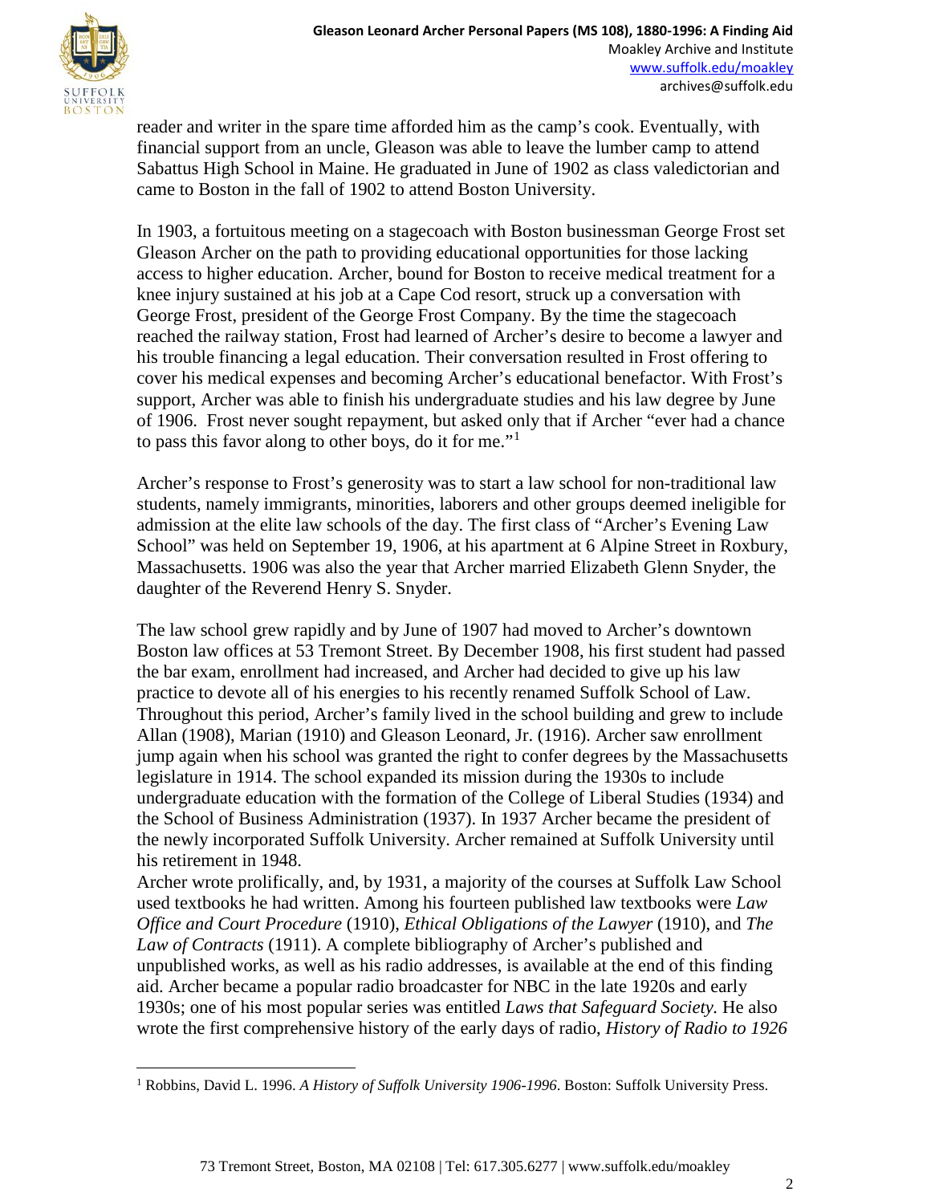reader and writer in the spare time afforded him as the camp's cook. Eventually, with financial support from an uncle, Gleason was able to leave the lumber camp to attend Sabattus High School in Maine. He graduated in June of 1902 as class valedictorian and came to Boston in the fall of 1902 to attend Boston University.

In 1903, a fortuitous meeting on a stagecoach with Boston businessman George Frost set Gleason Archer on the path to providing educational opportunities for those lacking access to higher education. Archer, bound for Boston to receive medical treatment for a knee injury sustained at his job at a Cape Cod resort, struck up a conversation with George Frost, president of the George Frost Company. By the time the stagecoach reached the railway station, Frost had learned of Archer's desire to become a lawyer and his trouble financing a legal education. Their conversation resulted in Frost offering to cover his medical expenses and becoming Archer's educational benefactor. With Frost's support, Archer was able to finish his undergraduate studies and his law degree by June of 1906. Frost never sought repayment, but asked only that if Archer "ever had a chance to pass this favor along to other boys, do it for me."[1]

Archer's response to Frost's generosity was to start a law school for non-traditional law students, namely immigrants, minorities, laborers and other groups deemed ineligible for admission at the elite law schools of the day. The first class of "Archer's Evening Law School" was held on September 19, 1906, at his apartment at 6 Alpine Street in Roxbury, Massachusetts. 1906 was also the year that Archer married Elizabeth Glenn Snyder, the daughter of the Reverend Henry S. Snyder.

The law school grew rapidly and by June of 1907 had moved to Archer's downtown Boston law offices at 53 Tremont Street. By December 1908, his first student had passed the bar exam, enrollment had increased, and Archer had decided to give up his law practice to devote all of his energies to his recently renamed Suffolk School of Law. Throughout this period, Archer's family lived in the school building and grew to include Allan (1908), Marian (1910) and Gleason Leonard, Jr. (1916). Archer saw enrollment jump again when his school was granted the right to confer degrees by the Massachusetts legislature in 1914. The school expanded its mission during the 1930s to include undergraduate education with the formation of the College of Liberal Studies (1934) and the School of Business Administration (1937). In 1937 Archer became the president of the newly incorporated Suffolk University. Archer remained at Suffolk University until his retirement in 1948.

Archer wrote prolifically, and, by 1931, a majority of the courses at Suffolk Law School used textbooks he had written. Among his fourteen published law textbooks were *Law Office and Court Procedure* (1910), *Ethical Obligations of the Lawyer* (1910), and *The Law of Contracts* (1911). A complete bibliography of Archer's published and unpublished works, as well as his radio addresses, is available at the end of this finding aid. Archer became a popular radio broadcaster for NBC in the late 1920s and early 1930s; one of his most popular series was entitled *Laws that Safeguard Society.* He also wrote the first comprehensive history of the early days of radio, *History of Radio to 1926*

---

[1] Robbins, David L. 1996. *A History of Suffolk University 1906-1996*. Boston: Suffolk University Press.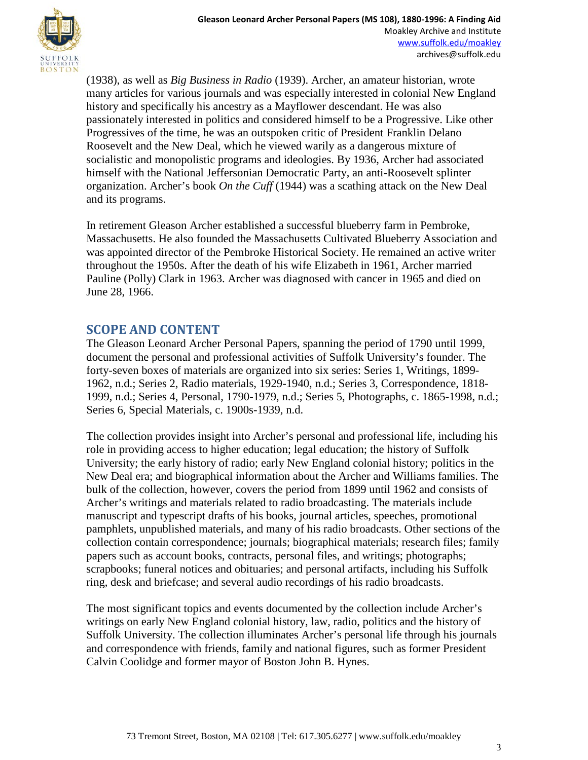(1938), as well as *Big Business in Radio* (1939). Archer, an amateur historian, wrote many articles for various journals and was especially interested in colonial New England history and specifically his ancestry as a Mayflower descendant. He was also passionately interested in politics and considered himself to be a Progressive. Like other Progressives of the time, he was an outspoken critic of President Franklin Delano Roosevelt and the New Deal, which he viewed warily as a dangerous mixture of socialistic and monopolistic programs and ideologies. By 1936, Archer had associated himself with the National Jeffersonian Democratic Party, an anti-Roosevelt splinter organization. Archer's book *On the Cuff* (1944) was a scathing attack on the New Deal and its programs.

In retirement Gleason Archer established a successful blueberry farm in Pembroke, Massachusetts. He also founded the Massachusetts Cultivated Blueberry Association and was appointed director of the Pembroke Historical Society. He remained an active writer throughout the 1950s. After the death of his wife Elizabeth in 1961, Archer married Pauline (Polly) Clark in 1963. Archer was diagnosed with cancer in 1965 and died on June 28, 1966.

## SCOPE AND CONTENT

The Gleason Leonard Archer Personal Papers, spanning the period of 1790 until 1999, document the personal and professional activities of Suffolk University's founder. The forty-seven boxes of materials are organized into six series: Series 1, Writings, 1899-1962, n.d.; Series 2, Radio materials, 1929-1940, n.d.; Series 3, Correspondence, 1818-1999, n.d.; Series 4, Personal, 1790-1979, n.d.; Series 5, Photographs, c. 1865-1998, n.d.; Series 6, Special Materials, c. 1900s-1939, n.d.

The collection provides insight into Archer's personal and professional life, including his role in providing access to higher education; legal education; the history of Suffolk University; the early history of radio; early New England colonial history; politics in the New Deal era; and biographical information about the Archer and Williams families. The bulk of the collection, however, covers the period from 1899 until 1962 and consists of Archer's writings and materials related to radio broadcasting. The materials include manuscript and typescript drafts of his books, journal articles, speeches, promotional pamphlets, unpublished materials, and many of his radio broadcasts. Other sections of the collection contain correspondence; journals; biographical materials; research files; family papers such as account books, contracts, personal files, and writings; photographs; scrapbooks; funeral notices and obituaries; and personal artifacts, including his Suffolk ring, desk and briefcase; and several audio recordings of his radio broadcasts.

The most significant topics and events documented by the collection include Archer's writings on early New England colonial history, law, radio, politics and the history of Suffolk University. The collection illuminates Archer's personal life through his journals and correspondence with friends, family and national figures, such as former President Calvin Coolidge and former mayor of Boston John B. Hynes.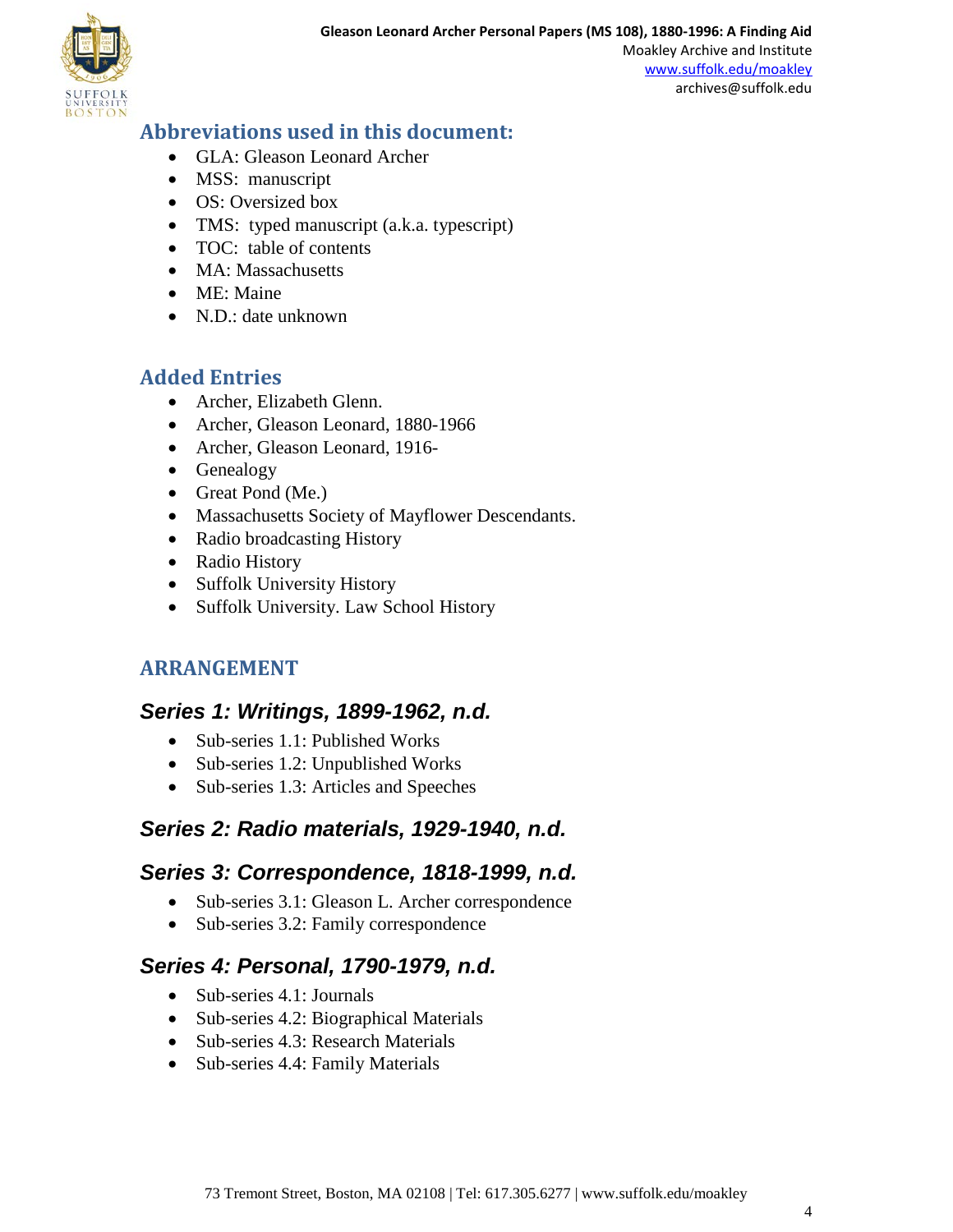## Abbreviations used in this document:

- GLA: Gleason Leonard Archer
- MSS: manuscript
- OS: Oversized box
- TMS: typed manuscript (a.k.a. typescript)
- TOC: table of contents
- MA: Massachusetts
- ME: Maine
- N.D.: date unknown

## Added Entries

- Archer, Elizabeth Glenn.
- Archer, Gleason Leonard, 1880-1966
- Archer, Gleason Leonard, 1916-
- Genealogy
- Great Pond (Me.)
- Massachusetts Society of Mayflower Descendants.
- Radio broadcasting History
- Radio History
- Suffolk University History
- Suffolk University. Law School History

## ARRANGEMENT

### *Series 1: Writings, 1899-1962, n.d.*

- Sub-series 1.1: Published Works
- Sub-series 1.2: Unpublished Works
- Sub-series 1.3: Articles and Speeches

### *Series 2: Radio materials, 1929-1940, n.d.*

### *Series 3: Correspondence, 1818-1999, n.d.*

- Sub-series 3.1: Gleason L. Archer correspondence
- Sub-series 3.2: Family correspondence

### *Series 4: Personal, 1790-1979, n.d.*

- Sub-series 4.1: Journals
- Sub-series 4.2: Biographical Materials
- Sub-series 4.3: Research Materials
- Sub-series 4.4: Family Materials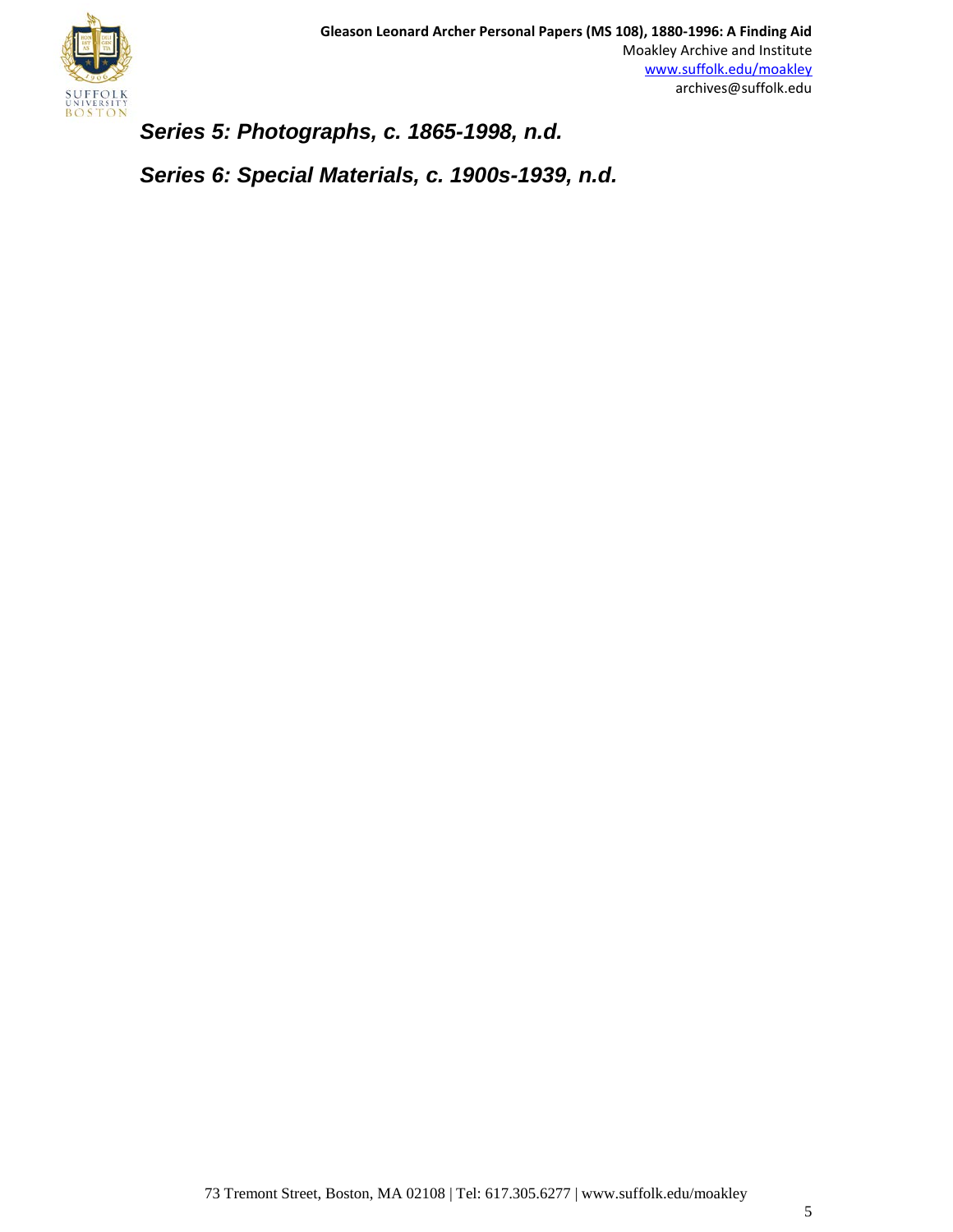### *Series 5: Photographs, c. 1865-1998, n.d.*

### *Series 6: Special Materials, c. 1900s-1939, n.d.*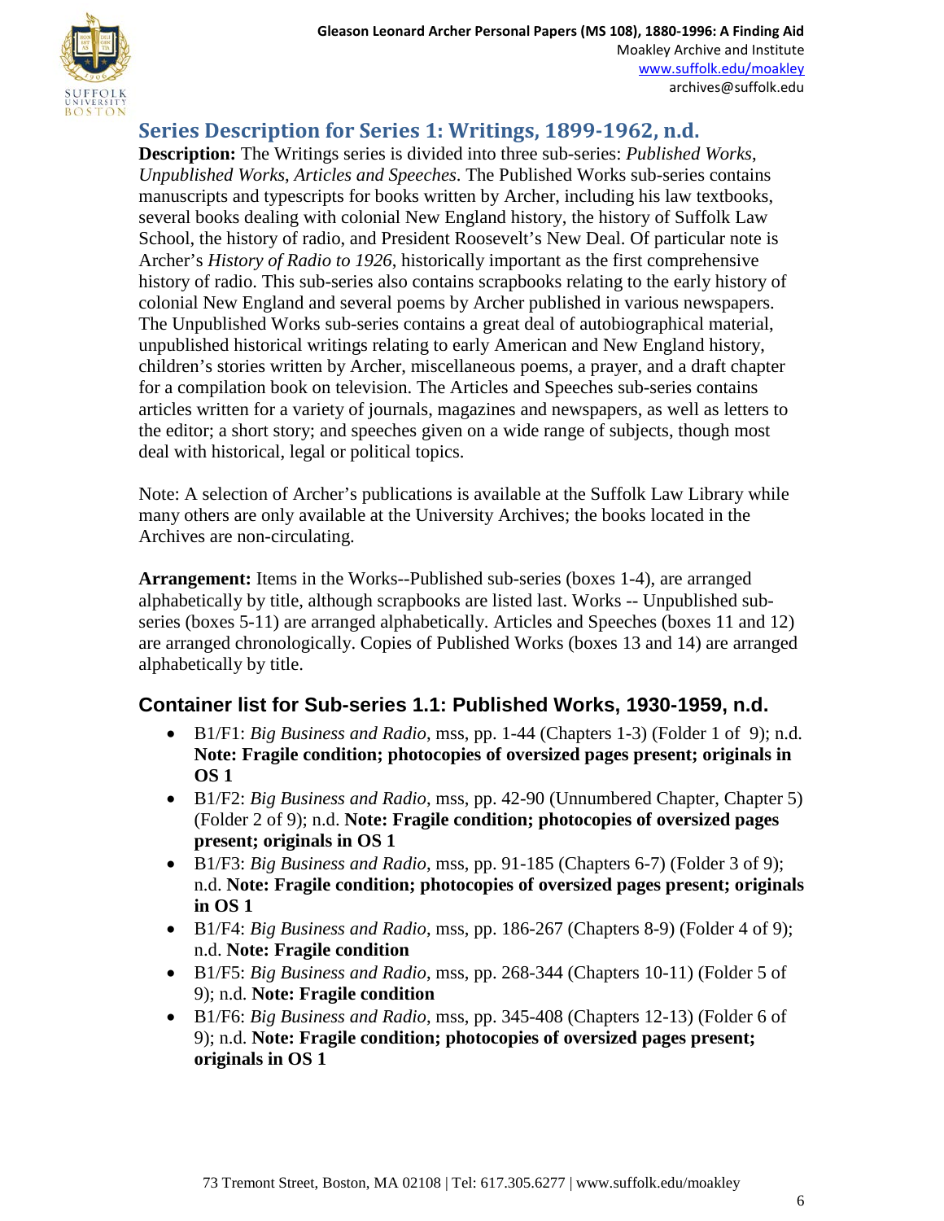## Series Description for Series 1: Writings, 1899-1962, n.d.

**Description:** The Writings series is divided into three sub-series: *Published Works*, *Unpublished Works*, *Articles and Speeches*. The Published Works sub-series contains manuscripts and typescripts for books written by Archer, including his law textbooks, several books dealing with colonial New England history, the history of Suffolk Law School, the history of radio, and President Roosevelt's New Deal. Of particular note is Archer's *History of Radio to 1926*, historically important as the first comprehensive history of radio. This sub-series also contains scrapbooks relating to the early history of colonial New England and several poems by Archer published in various newspapers. The Unpublished Works sub-series contains a great deal of autobiographical material, unpublished historical writings relating to early American and New England history, children's stories written by Archer, miscellaneous poems, a prayer, and a draft chapter for a compilation book on television. The Articles and Speeches sub-series contains articles written for a variety of journals, magazines and newspapers, as well as letters to the editor; a short story; and speeches given on a wide range of subjects, though most deal with historical, legal or political topics.

Note: A selection of Archer's publications is available at the Suffolk Law Library while many others are only available at the University Archives; the books located in the Archives are non-circulating.

**Arrangement:** Items in the Works--Published sub-series (boxes 1-4), are arranged alphabetically by title, although scrapbooks are listed last. Works -- Unpublished sub-series (boxes 5-11) are arranged alphabetically. Articles and Speeches (boxes 11 and 12) are arranged chronologically. Copies of Published Works (boxes 13 and 14) are arranged alphabetically by title.

### Container list for Sub-series 1.1: Published Works, 1930-1959, n.d.

- B1/F1: *Big Business and Radio*, mss, pp. 1-44 (Chapters 1-3) (Folder 1 of 9); n.d. **Note: Fragile condition; photocopies of oversized pages present; originals in OS 1**
- B1/F2: *Big Business and Radio*, mss, pp. 42-90 (Unnumbered Chapter, Chapter 5) (Folder 2 of 9); n.d. **Note: Fragile condition; photocopies of oversized pages present; originals in OS 1**
- B1/F3: *Big Business and Radio*, mss, pp. 91-185 (Chapters 6-7) (Folder 3 of 9); n.d. **Note: Fragile condition; photocopies of oversized pages present; originals in OS 1**
- B1/F4: *Big Business and Radio*, mss, pp. 186-267 (Chapters 8-9) (Folder 4 of 9); n.d. **Note: Fragile condition**
- B1/F5: *Big Business and Radio*, mss, pp. 268-344 (Chapters 10-11) (Folder 5 of 9); n.d. **Note: Fragile condition**
- B1/F6: *Big Business and Radio*, mss, pp. 345-408 (Chapters 12-13) (Folder 6 of 9); n.d. **Note: Fragile condition; photocopies of oversized pages present; originals in OS 1**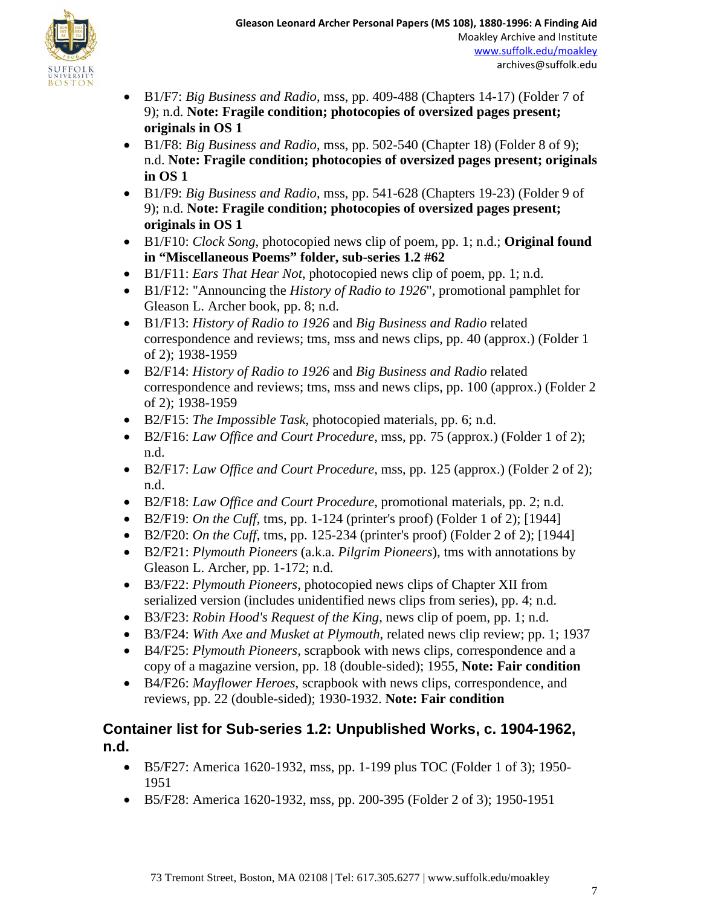- B1/F7: *Big Business and Radio*, mss, pp. 409-488 (Chapters 14-17) (Folder 7 of 9); n.d. **Note: Fragile condition; photocopies of oversized pages present; originals in OS 1**
- B1/F8: *Big Business and Radio*, mss, pp. 502-540 (Chapter 18) (Folder 8 of 9); n.d. **Note: Fragile condition; photocopies of oversized pages present; originals in OS 1**
- B1/F9: *Big Business and Radio*, mss, pp. 541-628 (Chapters 19-23) (Folder 9 of 9); n.d. **Note: Fragile condition; photocopies of oversized pages present; originals in OS 1**
- B1/F10: *Clock Song*, photocopied news clip of poem, pp. 1; n.d.; **Original found in "Miscellaneous Poems" folder, sub-series 1.2 #62**
- B1/F11: *Ears That Hear Not*, photocopied news clip of poem, pp. 1; n.d.
- B1/F12: "Announcing the *History of Radio to 1926*", promotional pamphlet for Gleason L. Archer book, pp. 8; n.d.
- B1/F13: *History of Radio to 1926* and *Big Business and Radio* related correspondence and reviews; tms, mss and news clips, pp. 40 (approx.) (Folder 1 of 2); 1938-1959
- B2/F14: *History of Radio to 1926* and *Big Business and Radio* related correspondence and reviews; tms, mss and news clips, pp. 100 (approx.) (Folder 2 of 2); 1938-1959
- B2/F15: *The Impossible Task*, photocopied materials, pp. 6; n.d.
- B2/F16: *Law Office and Court Procedure*, mss, pp. 75 (approx.) (Folder 1 of 2); n.d.
- B2/F17: *Law Office and Court Procedure*, mss, pp. 125 (approx.) (Folder 2 of 2); n.d.
- B2/F18: *Law Office and Court Procedure*, promotional materials, pp. 2; n.d.
- B2/F19: *On the Cuff*, tms, pp. 1-124 (printer's proof) (Folder 1 of 2); [1944]
- B2/F20: *On the Cuff*, tms, pp. 125-234 (printer's proof) (Folder 2 of 2); [1944]
- B2/F21: *Plymouth Pioneers* (a.k.a. *Pilgrim Pioneers*), tms with annotations by Gleason L. Archer, pp. 1-172; n.d.
- B3/F22: *Plymouth Pioneers*, photocopied news clips of Chapter XII from serialized version (includes unidentified news clips from series), pp. 4; n.d.
- B3/F23: *Robin Hood's Request of the King*, news clip of poem, pp. 1; n.d.
- B3/F24: *With Axe and Musket at Plymouth*, related news clip review; pp. 1; 1937
- B4/F25: *Plymouth Pioneers*, scrapbook with news clips, correspondence and a copy of a magazine version, pp. 18 (double-sided); 1955, **Note: Fair condition**
- B4/F26: *Mayflower Heroes*, scrapbook with news clips, correspondence, and reviews, pp. 22 (double-sided); 1930-1932. **Note: Fair condition**

## Container list for Sub-series 1.2: Unpublished Works, c. 1904-1962, n.d.

- B5/F27: America 1620-1932, mss, pp. 1-199 plus TOC (Folder 1 of 3); 1950-1951
- B5/F28: America 1620-1932, mss, pp. 200-395 (Folder 2 of 3); 1950-1951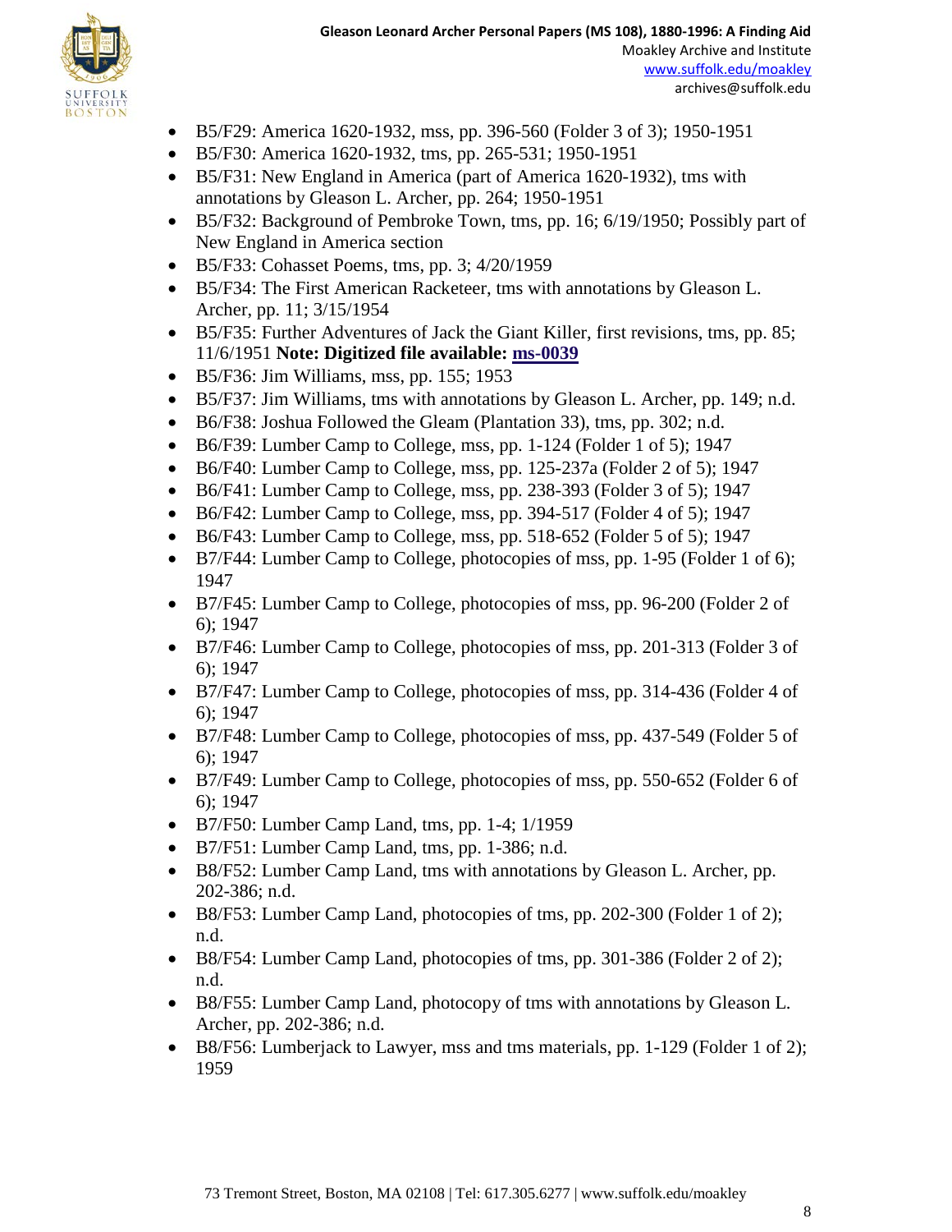- B5/F29: America 1620-1932, mss, pp. 396-560 (Folder 3 of 3); 1950-1951
- B5/F30: America 1620-1932, tms, pp. 265-531; 1950-1951
- B5/F31: New England in America (part of America 1620-1932), tms with annotations by Gleason L. Archer, pp. 264; 1950-1951
- B5/F32: Background of Pembroke Town, tms, pp. 16; 6/19/1950; Possibly part of New England in America section
- B5/F33: Cohasset Poems, tms, pp. 3; 4/20/1959
- B5/F34: The First American Racketeer, tms with annotations by Gleason L. Archer, pp. 11; 3/15/1954
- B5/F35: Further Adventures of Jack the Giant Killer, first revisions, tms, pp. 85; 11/6/1951 **Note: Digitized file available: ms-0039**
- B5/F36: Jim Williams, mss, pp. 155; 1953
- B5/F37: Jim Williams, tms with annotations by Gleason L. Archer, pp. 149; n.d.
- B6/F38: Joshua Followed the Gleam (Plantation 33), tms, pp. 302; n.d.
- B6/F39: Lumber Camp to College, mss, pp. 1-124 (Folder 1 of 5); 1947
- B6/F40: Lumber Camp to College, mss, pp. 125-237a (Folder 2 of 5); 1947
- B6/F41: Lumber Camp to College, mss, pp. 238-393 (Folder 3 of 5); 1947
- B6/F42: Lumber Camp to College, mss, pp. 394-517 (Folder 4 of 5); 1947
- B6/F43: Lumber Camp to College, mss, pp. 518-652 (Folder 5 of 5); 1947
- B7/F44: Lumber Camp to College, photocopies of mss, pp. 1-95 (Folder 1 of 6); 1947
- B7/F45: Lumber Camp to College, photocopies of mss, pp. 96-200 (Folder 2 of 6); 1947
- B7/F46: Lumber Camp to College, photocopies of mss, pp. 201-313 (Folder 3 of 6); 1947
- B7/F47: Lumber Camp to College, photocopies of mss, pp. 314-436 (Folder 4 of 6); 1947
- B7/F48: Lumber Camp to College, photocopies of mss, pp. 437-549 (Folder 5 of 6); 1947
- B7/F49: Lumber Camp to College, photocopies of mss, pp. 550-652 (Folder 6 of 6); 1947
- B7/F50: Lumber Camp Land, tms, pp. 1-4; 1/1959
- B7/F51: Lumber Camp Land, tms, pp. 1-386; n.d.
- B8/F52: Lumber Camp Land, tms with annotations by Gleason L. Archer, pp. 202-386; n.d.
- B8/F53: Lumber Camp Land, photocopies of tms, pp. 202-300 (Folder 1 of 2); n.d.
- B8/F54: Lumber Camp Land, photocopies of tms, pp. 301-386 (Folder 2 of 2); n.d.
- B8/F55: Lumber Camp Land, photocopy of tms with annotations by Gleason L. Archer, pp. 202-386; n.d.
- B8/F56: Lumberjack to Lawyer, mss and tms materials, pp. 1-129 (Folder 1 of 2); 1959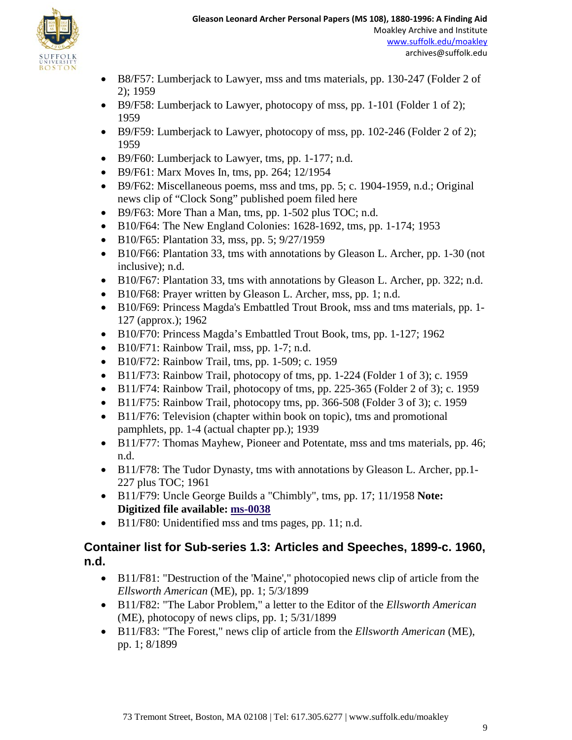- B8/F57: Lumberjack to Lawyer, mss and tms materials, pp. 130-247 (Folder 2 of 2); 1959
- B9/F58: Lumberjack to Lawyer, photocopy of mss, pp. 1-101 (Folder 1 of 2); 1959
- B9/F59: Lumberjack to Lawyer, photocopy of mss, pp. 102-246 (Folder 2 of 2); 1959
- B9/F60: Lumberjack to Lawyer, tms, pp. 1-177; n.d.
- B9/F61: Marx Moves In, tms, pp. 264; 12/1954
- B9/F62: Miscellaneous poems, mss and tms, pp. 5; c. 1904-1959, n.d.; Original news clip of "Clock Song" published poem filed here
- B9/F63: More Than a Man, tms, pp. 1-502 plus TOC; n.d.
- B10/F64: The New England Colonies: 1628-1692, tms, pp. 1-174; 1953
- B10/F65: Plantation 33, mss, pp. 5; 9/27/1959
- B10/F66: Plantation 33, tms with annotations by Gleason L. Archer, pp. 1-30 (not inclusive); n.d.
- B10/F67: Plantation 33, tms with annotations by Gleason L. Archer, pp. 322; n.d.
- B10/F68: Prayer written by Gleason L. Archer, mss, pp. 1; n.d.
- B10/F69: Princess Magda's Embattled Trout Brook, mss and tms materials, pp. 1-127 (approx.); 1962
- B10/F70: Princess Magda's Embattled Trout Book, tms, pp. 1-127; 1962
- B10/F71: Rainbow Trail, mss, pp. 1-7; n.d.
- B10/F72: Rainbow Trail, tms, pp. 1-509; c. 1959
- B11/F73: Rainbow Trail, photocopy of tms, pp. 1-224 (Folder 1 of 3); c. 1959
- B11/F74: Rainbow Trail, photocopy of tms, pp. 225-365 (Folder 2 of 3); c. 1959
- B11/F75: Rainbow Trail, photocopy tms, pp. 366-508 (Folder 3 of 3); c. 1959
- B11/F76: Television (chapter within book on topic), tms and promotional pamphlets, pp. 1-4 (actual chapter pp.); 1939
- B11/F77: Thomas Mayhew, Pioneer and Potentate, mss and tms materials, pp. 46; n.d.
- B11/F78: The Tudor Dynasty, tms with annotations by Gleason L. Archer, pp.1-227 plus TOC; 1961
- B11/F79: Uncle George Builds a "Chimbly", tms, pp. 17; 11/1958 **Note: Digitized file available: ms-0038**
- B11/F80: Unidentified mss and tms pages, pp. 11; n.d.

## Container list for Sub-series 1.3: Articles and Speeches, 1899-c. 1960, n.d.

- B11/F81: "Destruction of the 'Maine'," photocopied news clip of article from the *Ellsworth American* (ME), pp. 1; 5/3/1899
- B11/F82: "The Labor Problem," a letter to the Editor of the *Ellsworth American* (ME), photocopy of news clips, pp. 1; 5/31/1899
- B11/F83: "The Forest," news clip of article from the *Ellsworth American* (ME), pp. 1; 8/1899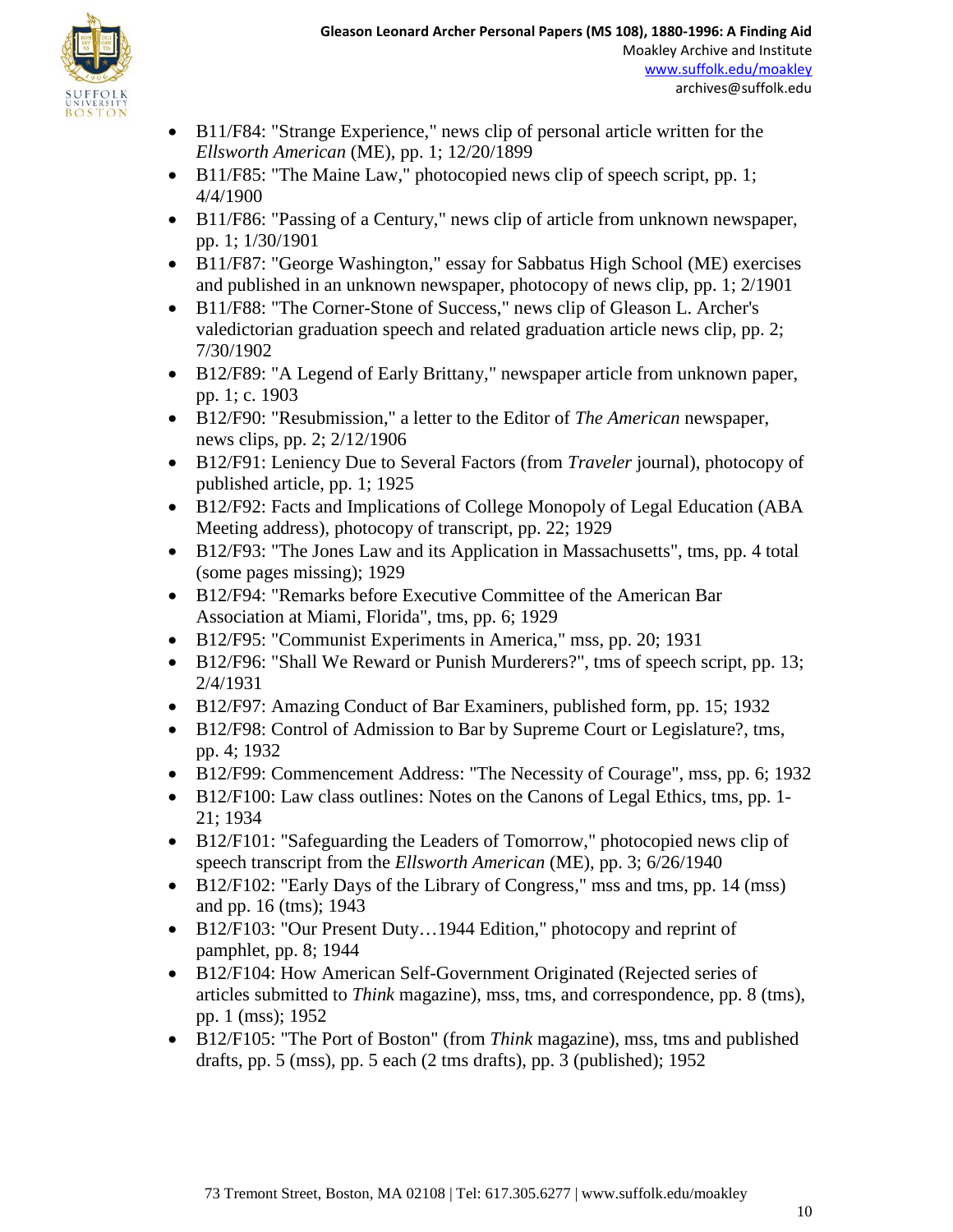- B11/F84: "Strange Experience," news clip of personal article written for the *Ellsworth American* (ME), pp. 1; 12/20/1899
- B11/F85: "The Maine Law," photocopied news clip of speech script, pp. 1; 4/4/1900
- B11/F86: "Passing of a Century," news clip of article from unknown newspaper, pp. 1; 1/30/1901
- B11/F87: "George Washington," essay for Sabbatus High School (ME) exercises and published in an unknown newspaper, photocopy of news clip, pp. 1; 2/1901
- B11/F88: "The Corner-Stone of Success," news clip of Gleason L. Archer's valedictorian graduation speech and related graduation article news clip, pp. 2; 7/30/1902
- B12/F89: "A Legend of Early Brittany," newspaper article from unknown paper, pp. 1; c. 1903
- B12/F90: "Resubmission," a letter to the Editor of *The American* newspaper, news clips, pp. 2; 2/12/1906
- B12/F91: Leniency Due to Several Factors (from *Traveler* journal), photocopy of published article, pp. 1; 1925
- B12/F92: Facts and Implications of College Monopoly of Legal Education (ABA Meeting address), photocopy of transcript, pp. 22; 1929
- B12/F93: "The Jones Law and its Application in Massachusetts", tms, pp. 4 total (some pages missing); 1929
- B12/F94: "Remarks before Executive Committee of the American Bar Association at Miami, Florida", tms, pp. 6; 1929
- B12/F95: "Communist Experiments in America," mss, pp. 20; 1931
- B12/F96: "Shall We Reward or Punish Murderers?", tms of speech script, pp. 13; 2/4/1931
- B12/F97: Amazing Conduct of Bar Examiners, published form, pp. 15; 1932
- B12/F98: Control of Admission to Bar by Supreme Court or Legislature?, tms, pp. 4; 1932
- B12/F99: Commencement Address: "The Necessity of Courage", mss, pp. 6; 1932
- B12/F100: Law class outlines: Notes on the Canons of Legal Ethics, tms, pp. 1-21; 1934
- B12/F101: "Safeguarding the Leaders of Tomorrow," photocopied news clip of speech transcript from the *Ellsworth American* (ME), pp. 3; 6/26/1940
- B12/F102: "Early Days of the Library of Congress," mss and tms, pp. 14 (mss) and pp. 16 (tms); 1943
- B12/F103: "Our Present Duty…1944 Edition," photocopy and reprint of pamphlet, pp. 8; 1944
- B12/F104: How American Self-Government Originated (Rejected series of articles submitted to *Think* magazine), mss, tms, and correspondence, pp. 8 (tms), pp. 1 (mss); 1952
- B12/F105: "The Port of Boston" (from *Think* magazine), mss, tms and published drafts, pp. 5 (mss), pp. 5 each (2 tms drafts), pp. 3 (published); 1952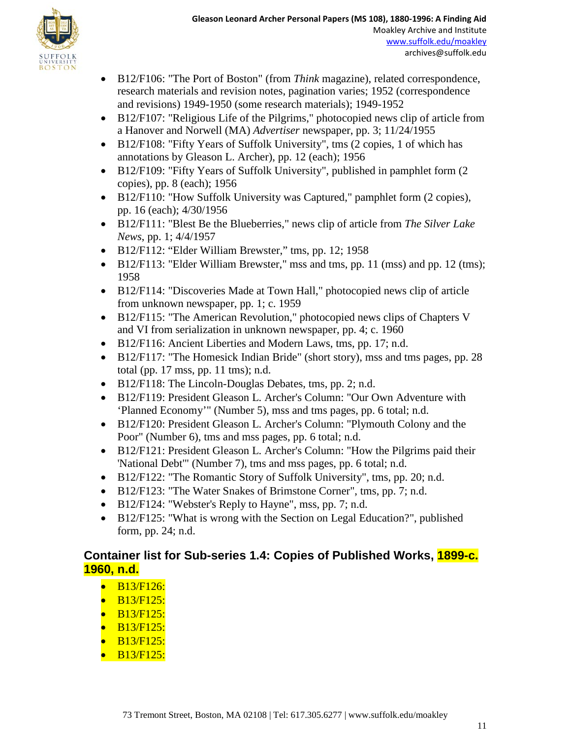- B12/F106: "The Port of Boston" (from *Think* magazine), related correspondence, research materials and revision notes, pagination varies; 1952 (correspondence and revisions) 1949-1950 (some research materials); 1949-1952
- B12/F107: "Religious Life of the Pilgrims," photocopied news clip of article from a Hanover and Norwell (MA) *Advertiser* newspaper, pp. 3; 11/24/1955
- B12/F108: "Fifty Years of Suffolk University", tms (2 copies, 1 of which has annotations by Gleason L. Archer), pp. 12 (each); 1956
- B12/F109: "Fifty Years of Suffolk University", published in pamphlet form (2 copies), pp. 8 (each); 1956
- B12/F110: "How Suffolk University was Captured," pamphlet form (2 copies), pp. 16 (each); 4/30/1956
- B12/F111: "Blest Be the Blueberries," news clip of article from *The Silver Lake News*, pp. 1; 4/4/1957
- B12/F112: "Elder William Brewster," tms, pp. 12; 1958
- B12/F113: "Elder William Brewster," mss and tms, pp. 11 (mss) and pp. 12 (tms); 1958
- B12/F114: "Discoveries Made at Town Hall," photocopied news clip of article from unknown newspaper, pp. 1; c. 1959
- B12/F115: "The American Revolution," photocopied news clips of Chapters V and VI from serialization in unknown newspaper, pp. 4; c. 1960
- B12/F116: Ancient Liberties and Modern Laws, tms, pp. 17; n.d.
- B12/F117: "The Homesick Indian Bride" (short story), mss and tms pages, pp. 28 total (pp. 17 mss, pp. 11 tms); n.d.
- B12/F118: The Lincoln-Douglas Debates, tms, pp. 2; n.d.
- B12/F119: President Gleason L. Archer's Column: "Our Own Adventure with 'Planned Economy'" (Number 5), mss and tms pages, pp. 6 total; n.d.
- B12/F120: President Gleason L. Archer's Column: "Plymouth Colony and the Poor" (Number 6), tms and mss pages, pp. 6 total; n.d.
- B12/F121: President Gleason L. Archer's Column: "How the Pilgrims paid their 'National Debt'" (Number 7), tms and mss pages, pp. 6 total; n.d.
- B12/F122: "The Romantic Story of Suffolk University", tms, pp. 20; n.d.
- B12/F123: "The Water Snakes of Brimstone Corner", tms, pp. 7; n.d.
- B12/F124: "Webster's Reply to Hayne", mss, pp. 7; n.d.
- B12/F125: "What is wrong with the Section on Legal Education?", published form, pp. 24; n.d.

## Container list for Sub-series 1.4: Copies of Published Works, 1899-c. 1960, n.d.

- B13/F126:
- B13/F125:
- B13/F125:
- B13/F125:
- B13/F125:
- B13/F125: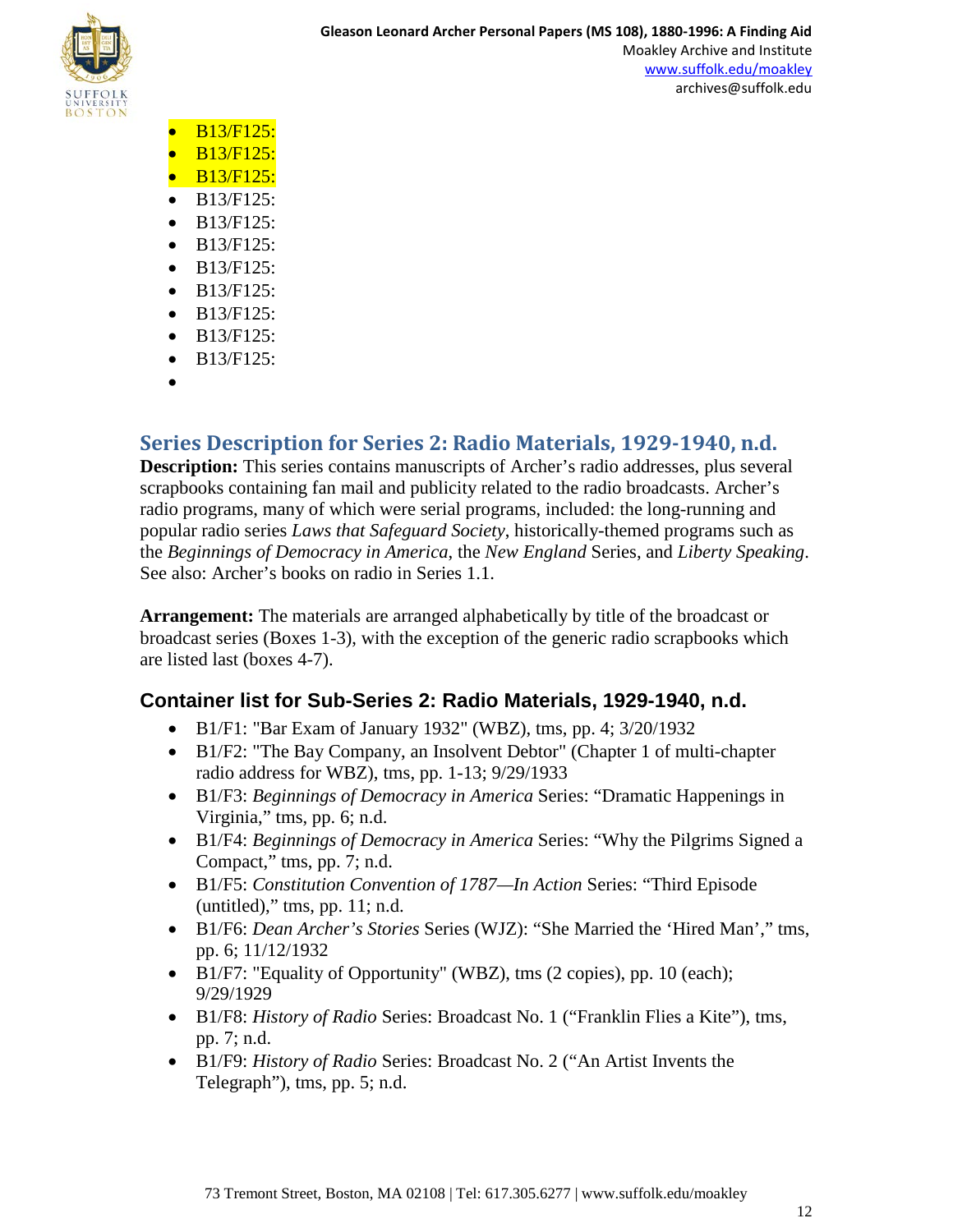- B13/F125:
- B13/F125:
- B13/F125:
- B13/F125:
- B13/F125:
- B13/F125:
- B13/F125:
- B13/F125:
- B13/F125:
- B13/F125:
- B13/F125:
-

## Series Description for Series 2: Radio Materials, 1929-1940, n.d.

**Description:** This series contains manuscripts of Archer's radio addresses, plus several scrapbooks containing fan mail and publicity related to the radio broadcasts. Archer's radio programs, many of which were serial programs, included: the long-running and popular radio series *Laws that Safeguard Society*, historically-themed programs such as the *Beginnings of Democracy in America*, the *New England* Series, and *Liberty Speaking*. See also: Archer's books on radio in Series 1.1.

**Arrangement:** The materials are arranged alphabetically by title of the broadcast or broadcast series (Boxes 1-3), with the exception of the generic radio scrapbooks which are listed last (boxes 4-7).

### Container list for Sub-Series 2: Radio Materials, 1929-1940, n.d.

- B1/F1: "Bar Exam of January 1932" (WBZ), tms, pp. 4; 3/20/1932
- B1/F2: "The Bay Company, an Insolvent Debtor" (Chapter 1 of multi-chapter radio address for WBZ), tms, pp. 1-13; 9/29/1933
- B1/F3: *Beginnings of Democracy in America* Series: "Dramatic Happenings in Virginia," tms, pp. 6; n.d.
- B1/F4: *Beginnings of Democracy in America* Series: "Why the Pilgrims Signed a Compact," tms, pp. 7; n.d.
- B1/F5: *Constitution Convention of 1787—In Action* Series: "Third Episode (untitled)," tms, pp. 11; n.d.
- B1/F6: *Dean Archer's Stories* Series (WJZ): "She Married the 'Hired Man'," tms, pp. 6; 11/12/1932
- B1/F7: "Equality of Opportunity" (WBZ), tms (2 copies), pp. 10 (each); 9/29/1929
- B1/F8: *History of Radio* Series: Broadcast No. 1 ("Franklin Flies a Kite"), tms, pp. 7; n.d.
- B1/F9: *History of Radio* Series: Broadcast No. 2 ("An Artist Invents the Telegraph"), tms, pp. 5; n.d.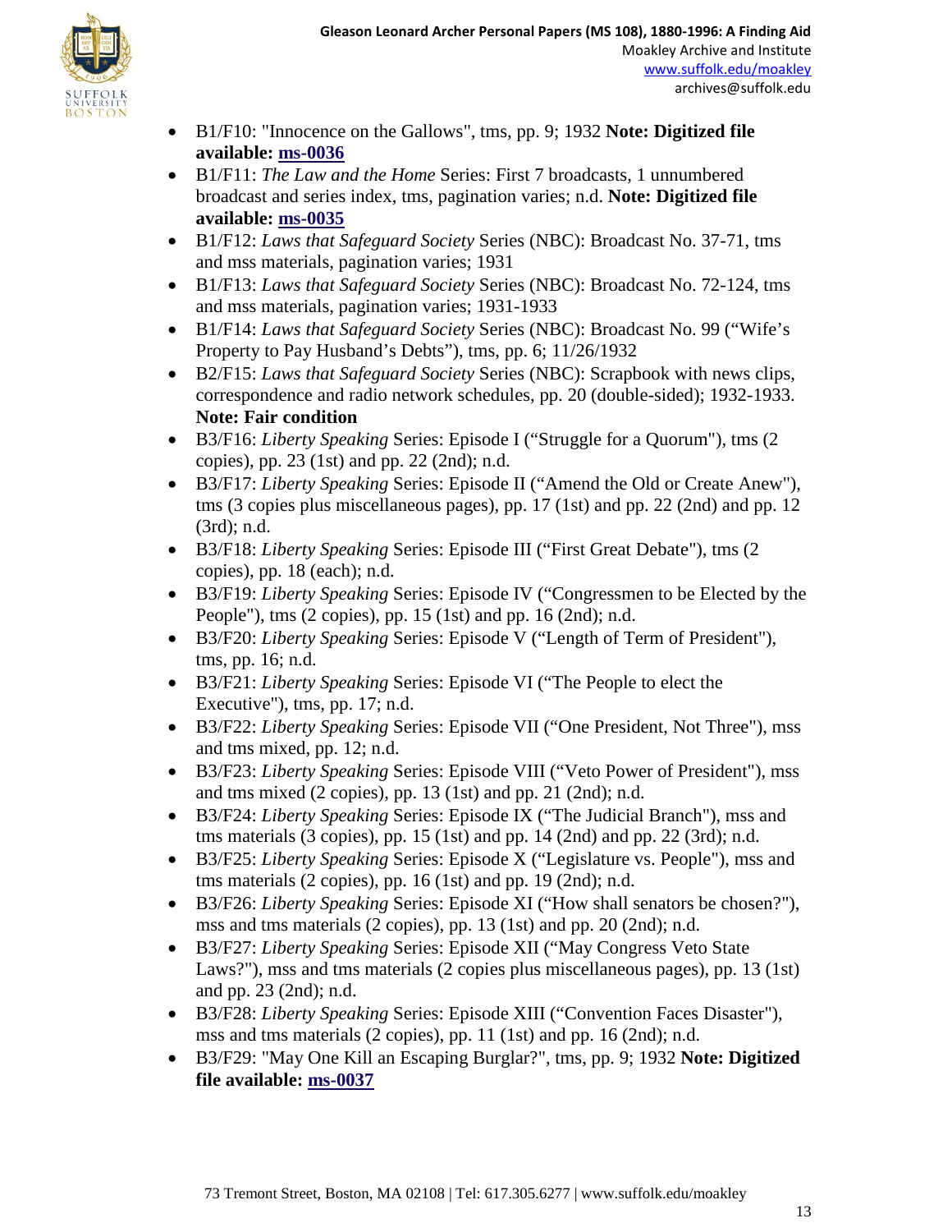- B1/F10: "Innocence on the Gallows", tms, pp. 9; 1932 **Note: Digitized file available: ms-0036**
- B1/F11: *The Law and the Home* Series: First 7 broadcasts, 1 unnumbered broadcast and series index, tms, pagination varies; n.d. **Note: Digitized file available: ms-0035**
- B1/F12: *Laws that Safeguard Society* Series (NBC): Broadcast No. 37-71, tms and mss materials, pagination varies; 1931
- B1/F13: *Laws that Safeguard Society* Series (NBC): Broadcast No. 72-124, tms and mss materials, pagination varies; 1931-1933
- B1/F14: *Laws that Safeguard Society* Series (NBC): Broadcast No. 99 ("Wife's Property to Pay Husband's Debts"), tms, pp. 6; 11/26/1932
- B2/F15: *Laws that Safeguard Society* Series (NBC): Scrapbook with news clips, correspondence and radio network schedules, pp. 20 (double-sided); 1932-1933. **Note: Fair condition**
- B3/F16: *Liberty Speaking* Series: Episode I ("Struggle for a Quorum"), tms (2 copies), pp. 23 (1st) and pp. 22 (2nd); n.d.
- B3/F17: *Liberty Speaking* Series: Episode II ("Amend the Old or Create Anew"), tms (3 copies plus miscellaneous pages), pp. 17 (1st) and pp. 22 (2nd) and pp. 12 (3rd); n.d.
- B3/F18: *Liberty Speaking* Series: Episode III ("First Great Debate"), tms (2 copies), pp. 18 (each); n.d.
- B3/F19: *Liberty Speaking* Series: Episode IV ("Congressmen to be Elected by the People"), tms (2 copies), pp. 15 (1st) and pp. 16 (2nd); n.d.
- B3/F20: *Liberty Speaking* Series: Episode V ("Length of Term of President"), tms, pp. 16; n.d.
- B3/F21: *Liberty Speaking* Series: Episode VI ("The People to elect the Executive"), tms, pp. 17; n.d.
- B3/F22: *Liberty Speaking* Series: Episode VII ("One President, Not Three"), mss and tms mixed, pp. 12; n.d.
- B3/F23: *Liberty Speaking* Series: Episode VIII ("Veto Power of President"), mss and tms mixed (2 copies), pp. 13 (1st) and pp. 21 (2nd); n.d.
- B3/F24: *Liberty Speaking* Series: Episode IX ("The Judicial Branch"), mss and tms materials (3 copies), pp. 15 (1st) and pp. 14 (2nd) and pp. 22 (3rd); n.d.
- B3/F25: *Liberty Speaking* Series: Episode X ("Legislature vs. People"), mss and tms materials (2 copies), pp. 16 (1st) and pp. 19 (2nd); n.d.
- B3/F26: *Liberty Speaking* Series: Episode XI ("How shall senators be chosen?"), mss and tms materials (2 copies), pp. 13 (1st) and pp. 20 (2nd); n.d.
- B3/F27: *Liberty Speaking* Series: Episode XII ("May Congress Veto State Laws?"), mss and tms materials (2 copies plus miscellaneous pages), pp. 13 (1st) and pp. 23 (2nd); n.d.
- B3/F28: *Liberty Speaking* Series: Episode XIII ("Convention Faces Disaster"), mss and tms materials (2 copies), pp. 11 (1st) and pp. 16 (2nd); n.d.
- B3/F29: "May One Kill an Escaping Burglar?", tms, pp. 9; 1932 **Note: Digitized file available: ms-0037**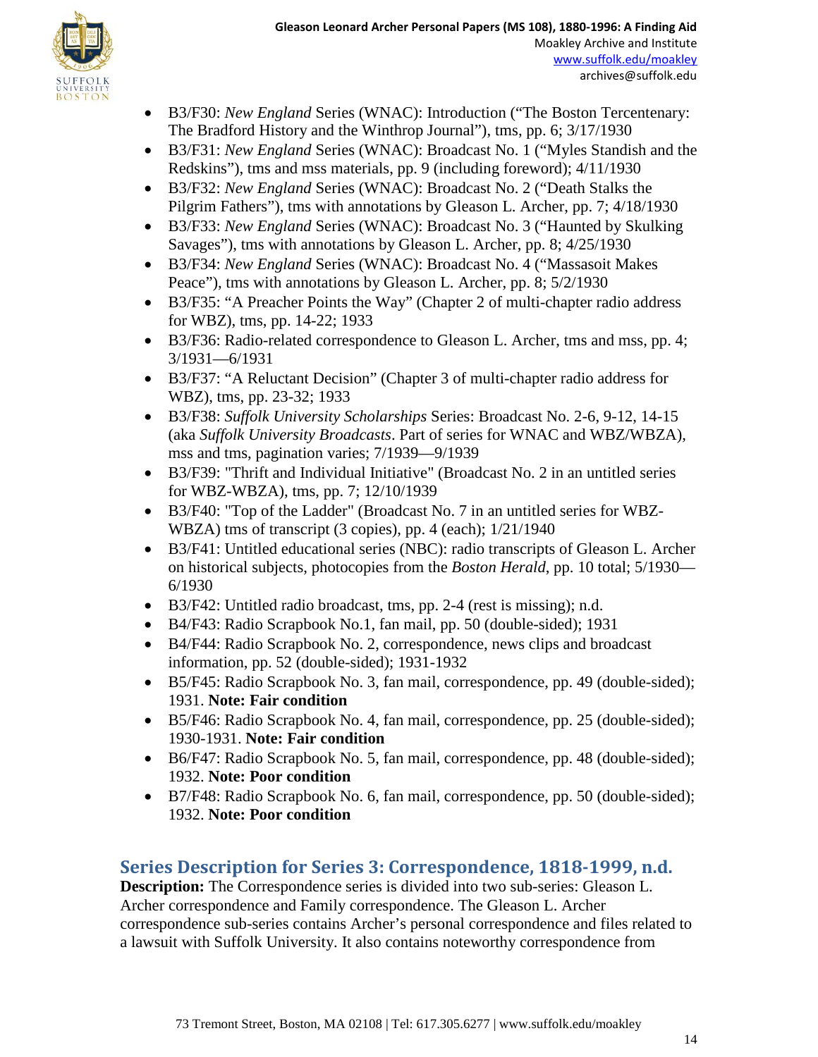- B3/F30: *New England* Series (WNAC): Introduction ("The Boston Tercentenary: The Bradford History and the Winthrop Journal"), tms, pp. 6; 3/17/1930
- B3/F31: *New England* Series (WNAC): Broadcast No. 1 ("Myles Standish and the Redskins"), tms and mss materials, pp. 9 (including foreword); 4/11/1930
- B3/F32: *New England* Series (WNAC): Broadcast No. 2 ("Death Stalks the Pilgrim Fathers"), tms with annotations by Gleason L. Archer, pp. 7; 4/18/1930
- B3/F33: *New England* Series (WNAC): Broadcast No. 3 ("Haunted by Skulking Savages"), tms with annotations by Gleason L. Archer, pp. 8; 4/25/1930
- B3/F34: *New England* Series (WNAC): Broadcast No. 4 ("Massasoit Makes Peace"), tms with annotations by Gleason L. Archer, pp. 8; 5/2/1930
- B3/F35: "A Preacher Points the Way" (Chapter 2 of multi-chapter radio address for WBZ), tms, pp. 14-22; 1933
- B3/F36: Radio-related correspondence to Gleason L. Archer, tms and mss, pp. 4; 3/1931—6/1931
- B3/F37: "A Reluctant Decision" (Chapter 3 of multi-chapter radio address for WBZ), tms, pp. 23-32; 1933
- B3/F38: *Suffolk University Scholarships* Series: Broadcast No. 2-6, 9-12, 14-15 (aka *Suffolk University Broadcasts*. Part of series for WNAC and WBZ/WBZA), mss and tms, pagination varies; 7/1939—9/1939
- B3/F39: "Thrift and Individual Initiative" (Broadcast No. 2 in an untitled series for WBZ-WBZA), tms, pp. 7; 12/10/1939
- B3/F40: "Top of the Ladder" (Broadcast No. 7 in an untitled series for WBZ-WBZA) tms of transcript (3 copies), pp. 4 (each); 1/21/1940
- B3/F41: Untitled educational series (NBC): radio transcripts of Gleason L. Archer on historical subjects, photocopies from the *Boston Herald*, pp. 10 total; 5/1930—6/1930
- B3/F42: Untitled radio broadcast, tms, pp. 2-4 (rest is missing); n.d.
- B4/F43: Radio Scrapbook No.1, fan mail, pp. 50 (double-sided); 1931
- B4/F44: Radio Scrapbook No. 2, correspondence, news clips and broadcast information, pp. 52 (double-sided); 1931-1932
- B5/F45: Radio Scrapbook No. 3, fan mail, correspondence, pp. 49 (double-sided); 1931. **Note: Fair condition**
- B5/F46: Radio Scrapbook No. 4, fan mail, correspondence, pp. 25 (double-sided); 1930-1931. **Note: Fair condition**
- B6/F47: Radio Scrapbook No. 5, fan mail, correspondence, pp. 48 (double-sided); 1932. **Note: Poor condition**
- B7/F48: Radio Scrapbook No. 6, fan mail, correspondence, pp. 50 (double-sided); 1932. **Note: Poor condition**

## Series Description for Series 3: Correspondence, 1818-1999, n.d.

**Description:** The Correspondence series is divided into two sub-series: Gleason L. Archer correspondence and Family correspondence. The Gleason L. Archer correspondence sub-series contains Archer's personal correspondence and files related to a lawsuit with Suffolk University. It also contains noteworthy correspondence from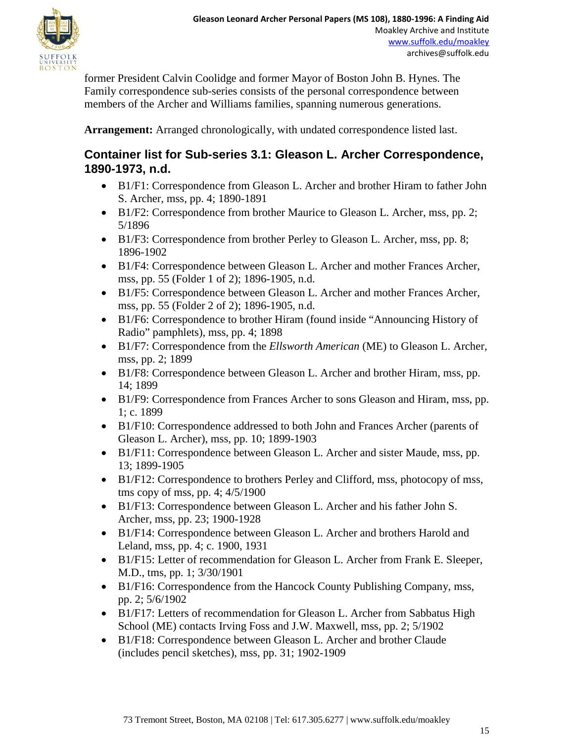former President Calvin Coolidge and former Mayor of Boston John B. Hynes. The Family correspondence sub-series consists of the personal correspondence between members of the Archer and Williams families, spanning numerous generations.

**Arrangement:** Arranged chronologically, with undated correspondence listed last.

## Container list for Sub-series 3.1: Gleason L. Archer Correspondence, 1890-1973, n.d.

- B1/F1: Correspondence from Gleason L. Archer and brother Hiram to father John S. Archer, mss, pp. 4; 1890-1891
- B1/F2: Correspondence from brother Maurice to Gleason L. Archer, mss, pp. 2; 5/1896
- B1/F3: Correspondence from brother Perley to Gleason L. Archer, mss, pp. 8; 1896-1902
- B1/F4: Correspondence between Gleason L. Archer and mother Frances Archer, mss, pp. 55 (Folder 1 of 2); 1896-1905, n.d.
- B1/F5: Correspondence between Gleason L. Archer and mother Frances Archer, mss, pp. 55 (Folder 2 of 2); 1896-1905, n.d.
- B1/F6: Correspondence to brother Hiram (found inside "Announcing History of Radio" pamphlets), mss, pp. 4; 1898
- B1/F7: Correspondence from the *Ellsworth American* (ME) to Gleason L. Archer, mss, pp. 2; 1899
- B1/F8: Correspondence between Gleason L. Archer and brother Hiram, mss, pp. 14; 1899
- B1/F9: Correspondence from Frances Archer to sons Gleason and Hiram, mss, pp. 1; c. 1899
- B1/F10: Correspondence addressed to both John and Frances Archer (parents of Gleason L. Archer), mss, pp. 10; 1899-1903
- B1/F11: Correspondence between Gleason L. Archer and sister Maude, mss, pp. 13; 1899-1905
- B1/F12: Correspondence to brothers Perley and Clifford, mss, photocopy of mss, tms copy of mss, pp. 4; 4/5/1900
- B1/F13: Correspondence between Gleason L. Archer and his father John S. Archer, mss, pp. 23; 1900-1928
- B1/F14: Correspondence between Gleason L. Archer and brothers Harold and Leland, mss, pp. 4; c. 1900, 1931
- B1/F15: Letter of recommendation for Gleason L. Archer from Frank E. Sleeper, M.D., tms, pp. 1; 3/30/1901
- B1/F16: Correspondence from the Hancock County Publishing Company, mss, pp. 2; 5/6/1902
- B1/F17: Letters of recommendation for Gleason L. Archer from Sabbatus High School (ME) contacts Irving Foss and J.W. Maxwell, mss, pp. 2; 5/1902
- B1/F18: Correspondence between Gleason L. Archer and brother Claude (includes pencil sketches), mss, pp. 31; 1902-1909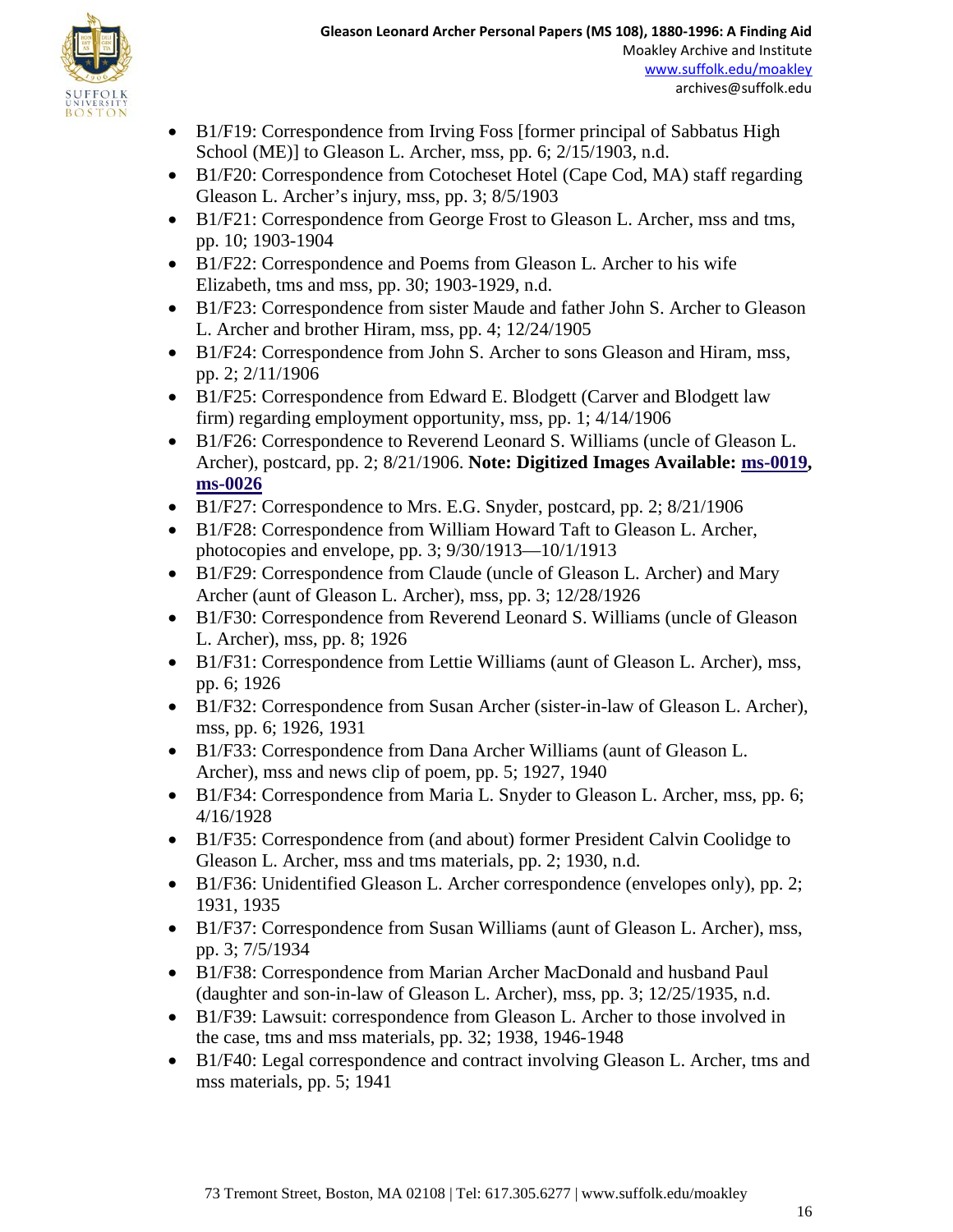- B1/F19: Correspondence from Irving Foss [former principal of Sabbatus High School (ME)] to Gleason L. Archer, mss, pp. 6; 2/15/1903, n.d.
- B1/F20: Correspondence from Cotocheset Hotel (Cape Cod, MA) staff regarding Gleason L. Archer's injury, mss, pp. 3; 8/5/1903
- B1/F21: Correspondence from George Frost to Gleason L. Archer, mss and tms, pp. 10; 1903-1904
- B1/F22: Correspondence and Poems from Gleason L. Archer to his wife Elizabeth, tms and mss, pp. 30; 1903-1929, n.d.
- B1/F23: Correspondence from sister Maude and father John S. Archer to Gleason L. Archer and brother Hiram, mss, pp. 4; 12/24/1905
- B1/F24: Correspondence from John S. Archer to sons Gleason and Hiram, mss, pp. 2; 2/11/1906
- B1/F25: Correspondence from Edward E. Blodgett (Carver and Blodgett law firm) regarding employment opportunity, mss, pp. 1; 4/14/1906
- B1/F26: Correspondence to Reverend Leonard S. Williams (uncle of Gleason L. Archer), postcard, pp. 2; 8/21/1906. **Note: Digitized Images Available: ms-0019, ms-0026**
- B1/F27: Correspondence to Mrs. E.G. Snyder, postcard, pp. 2; 8/21/1906
- B1/F28: Correspondence from William Howard Taft to Gleason L. Archer, photocopies and envelope, pp. 3; 9/30/1913—10/1/1913
- B1/F29: Correspondence from Claude (uncle of Gleason L. Archer) and Mary Archer (aunt of Gleason L. Archer), mss, pp. 3; 12/28/1926
- B1/F30: Correspondence from Reverend Leonard S. Williams (uncle of Gleason L. Archer), mss, pp. 8; 1926
- B1/F31: Correspondence from Lettie Williams (aunt of Gleason L. Archer), mss, pp. 6; 1926
- B1/F32: Correspondence from Susan Archer (sister-in-law of Gleason L. Archer), mss, pp. 6; 1926, 1931
- B1/F33: Correspondence from Dana Archer Williams (aunt of Gleason L. Archer), mss and news clip of poem, pp. 5; 1927, 1940
- B1/F34: Correspondence from Maria L. Snyder to Gleason L. Archer, mss, pp. 6; 4/16/1928
- B1/F35: Correspondence from (and about) former President Calvin Coolidge to Gleason L. Archer, mss and tms materials, pp. 2; 1930, n.d.
- B1/F36: Unidentified Gleason L. Archer correspondence (envelopes only), pp. 2; 1931, 1935
- B1/F37: Correspondence from Susan Williams (aunt of Gleason L. Archer), mss, pp. 3; 7/5/1934
- B1/F38: Correspondence from Marian Archer MacDonald and husband Paul (daughter and son-in-law of Gleason L. Archer), mss, pp. 3; 12/25/1935, n.d.
- B1/F39: Lawsuit: correspondence from Gleason L. Archer to those involved in the case, tms and mss materials, pp. 32; 1938, 1946-1948
- B1/F40: Legal correspondence and contract involving Gleason L. Archer, tms and mss materials, pp. 5; 1941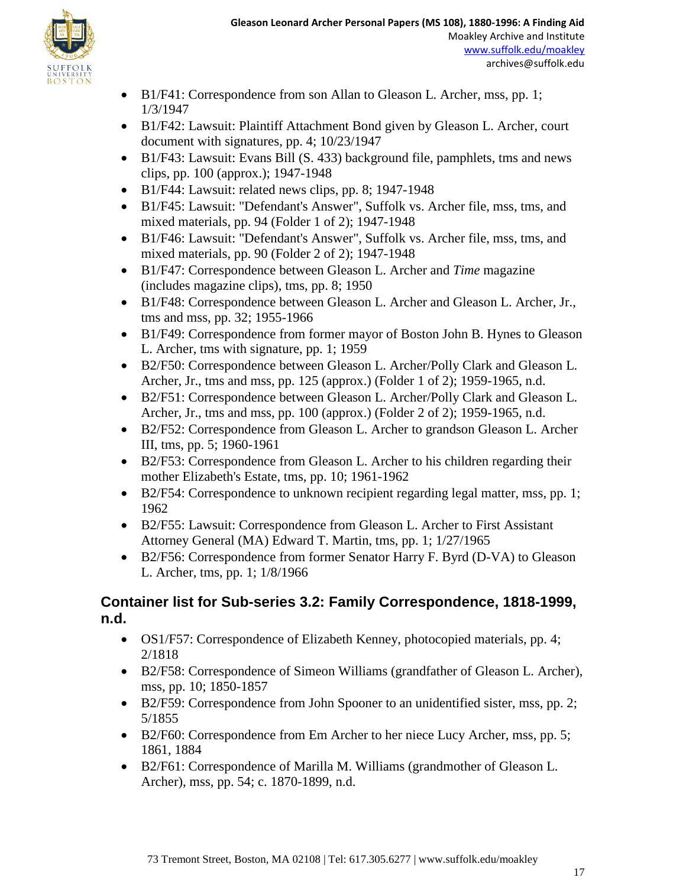- B1/F41: Correspondence from son Allan to Gleason L. Archer, mss, pp. 1; 1/3/1947
- B1/F42: Lawsuit: Plaintiff Attachment Bond given by Gleason L. Archer, court document with signatures, pp. 4; 10/23/1947
- B1/F43: Lawsuit: Evans Bill (S. 433) background file, pamphlets, tms and news clips, pp. 100 (approx.); 1947-1948
- B1/F44: Lawsuit: related news clips, pp. 8; 1947-1948
- B1/F45: Lawsuit: "Defendant's Answer", Suffolk vs. Archer file, mss, tms, and mixed materials, pp. 94 (Folder 1 of 2); 1947-1948
- B1/F46: Lawsuit: "Defendant's Answer", Suffolk vs. Archer file, mss, tms, and mixed materials, pp. 90 (Folder 2 of 2); 1947-1948
- B1/F47: Correspondence between Gleason L. Archer and *Time* magazine (includes magazine clips), tms, pp. 8; 1950
- B1/F48: Correspondence between Gleason L. Archer and Gleason L. Archer, Jr., tms and mss, pp. 32; 1955-1966
- B1/F49: Correspondence from former mayor of Boston John B. Hynes to Gleason L. Archer, tms with signature, pp. 1; 1959
- B2/F50: Correspondence between Gleason L. Archer/Polly Clark and Gleason L. Archer, Jr., tms and mss, pp. 125 (approx.) (Folder 1 of 2); 1959-1965, n.d.
- B2/F51: Correspondence between Gleason L. Archer/Polly Clark and Gleason L. Archer, Jr., tms and mss, pp. 100 (approx.) (Folder 2 of 2); 1959-1965, n.d.
- B2/F52: Correspondence from Gleason L. Archer to grandson Gleason L. Archer III, tms, pp. 5; 1960-1961
- B2/F53: Correspondence from Gleason L. Archer to his children regarding their mother Elizabeth's Estate, tms, pp. 10; 1961-1962
- B2/F54: Correspondence to unknown recipient regarding legal matter, mss, pp. 1; 1962
- B2/F55: Lawsuit: Correspondence from Gleason L. Archer to First Assistant Attorney General (MA) Edward T. Martin, tms, pp. 1; 1/27/1965
- B2/F56: Correspondence from former Senator Harry F. Byrd (D-VA) to Gleason L. Archer, tms, pp. 1; 1/8/1966

## Container list for Sub-series 3.2: Family Correspondence, 1818-1999, n.d.

- OS1/F57: Correspondence of Elizabeth Kenney, photocopied materials, pp. 4; 2/1818
- B2/F58: Correspondence of Simeon Williams (grandfather of Gleason L. Archer), mss, pp. 10; 1850-1857
- B2/F59: Correspondence from John Spooner to an unidentified sister, mss, pp. 2; 5/1855
- B2/F60: Correspondence from Em Archer to her niece Lucy Archer, mss, pp. 5; 1861, 1884
- B2/F61: Correspondence of Marilla M. Williams (grandmother of Gleason L. Archer), mss, pp. 54; c. 1870-1899, n.d.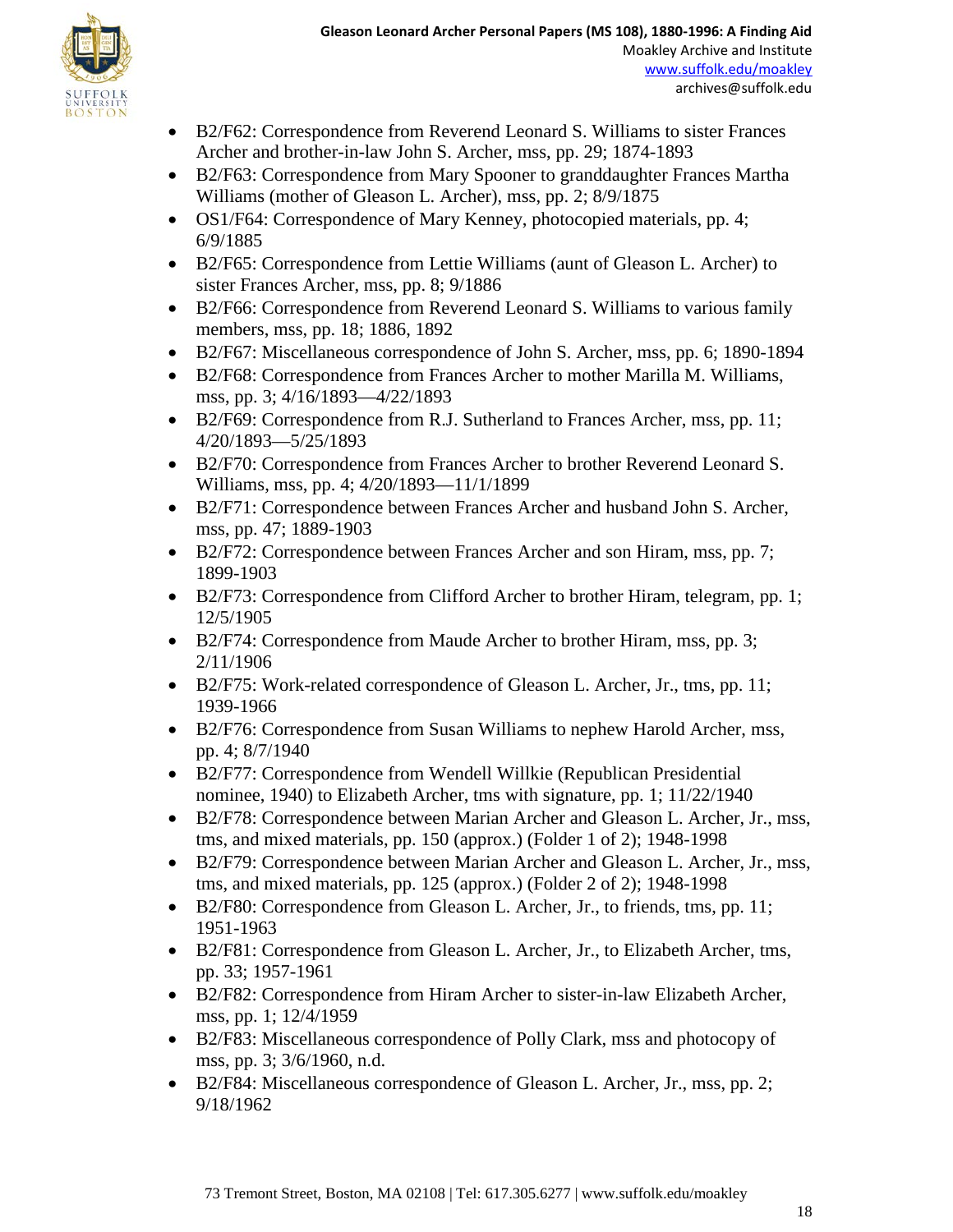- B2/F62: Correspondence from Reverend Leonard S. Williams to sister Frances Archer and brother-in-law John S. Archer, mss, pp. 29; 1874-1893
- B2/F63: Correspondence from Mary Spooner to granddaughter Frances Martha Williams (mother of Gleason L. Archer), mss, pp. 2; 8/9/1875
- OS1/F64: Correspondence of Mary Kenney, photocopied materials, pp. 4; 6/9/1885
- B2/F65: Correspondence from Lettie Williams (aunt of Gleason L. Archer) to sister Frances Archer, mss, pp. 8; 9/1886
- B2/F66: Correspondence from Reverend Leonard S. Williams to various family members, mss, pp. 18; 1886, 1892
- B2/F67: Miscellaneous correspondence of John S. Archer, mss, pp. 6; 1890-1894
- B2/F68: Correspondence from Frances Archer to mother Marilla M. Williams, mss, pp. 3; 4/16/1893—4/22/1893
- B2/F69: Correspondence from R.J. Sutherland to Frances Archer, mss, pp. 11; 4/20/1893—5/25/1893
- B2/F70: Correspondence from Frances Archer to brother Reverend Leonard S. Williams, mss, pp. 4; 4/20/1893—11/1/1899
- B2/F71: Correspondence between Frances Archer and husband John S. Archer, mss, pp. 47; 1889-1903
- B2/F72: Correspondence between Frances Archer and son Hiram, mss, pp. 7; 1899-1903
- B2/F73: Correspondence from Clifford Archer to brother Hiram, telegram, pp. 1; 12/5/1905
- B2/F74: Correspondence from Maude Archer to brother Hiram, mss, pp. 3; 2/11/1906
- B2/F75: Work-related correspondence of Gleason L. Archer, Jr., tms, pp. 11; 1939-1966
- B2/F76: Correspondence from Susan Williams to nephew Harold Archer, mss, pp. 4; 8/7/1940
- B2/F77: Correspondence from Wendell Willkie (Republican Presidential nominee, 1940) to Elizabeth Archer, tms with signature, pp. 1; 11/22/1940
- B2/F78: Correspondence between Marian Archer and Gleason L. Archer, Jr., mss, tms, and mixed materials, pp. 150 (approx.) (Folder 1 of 2); 1948-1998
- B2/F79: Correspondence between Marian Archer and Gleason L. Archer, Jr., mss, tms, and mixed materials, pp. 125 (approx.) (Folder 2 of 2); 1948-1998
- B2/F80: Correspondence from Gleason L. Archer, Jr., to friends, tms, pp. 11; 1951-1963
- B2/F81: Correspondence from Gleason L. Archer, Jr., to Elizabeth Archer, tms, pp. 33; 1957-1961
- B2/F82: Correspondence from Hiram Archer to sister-in-law Elizabeth Archer, mss, pp. 1; 12/4/1959
- B2/F83: Miscellaneous correspondence of Polly Clark, mss and photocopy of mss, pp. 3; 3/6/1960, n.d.
- B2/F84: Miscellaneous correspondence of Gleason L. Archer, Jr., mss, pp. 2; 9/18/1962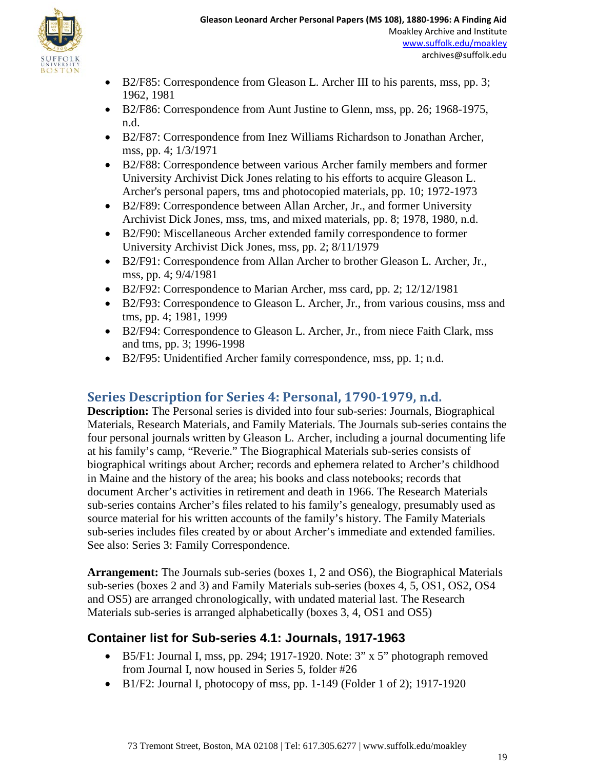- B2/F85: Correspondence from Gleason L. Archer III to his parents, mss, pp. 3; 1962, 1981
- B2/F86: Correspondence from Aunt Justine to Glenn, mss, pp. 26; 1968-1975, n.d.
- B2/F87: Correspondence from Inez Williams Richardson to Jonathan Archer, mss, pp. 4; 1/3/1971
- B2/F88: Correspondence between various Archer family members and former University Archivist Dick Jones relating to his efforts to acquire Gleason L. Archer's personal papers, tms and photocopied materials, pp. 10; 1972-1973
- B2/F89: Correspondence between Allan Archer, Jr., and former University Archivist Dick Jones, mss, tms, and mixed materials, pp. 8; 1978, 1980, n.d.
- B2/F90: Miscellaneous Archer extended family correspondence to former University Archivist Dick Jones, mss, pp. 2; 8/11/1979
- B2/F91: Correspondence from Allan Archer to brother Gleason L. Archer, Jr., mss, pp. 4; 9/4/1981
- B2/F92: Correspondence to Marian Archer, mss card, pp. 2; 12/12/1981
- B2/F93: Correspondence to Gleason L. Archer, Jr., from various cousins, mss and tms, pp. 4; 1981, 1999
- B2/F94: Correspondence to Gleason L. Archer, Jr., from niece Faith Clark, mss and tms, pp. 3; 1996-1998
- B2/F95: Unidentified Archer family correspondence, mss, pp. 1; n.d.

## Series Description for Series 4: Personal, 1790-1979, n.d.

**Description:** The Personal series is divided into four sub-series: Journals, Biographical Materials, Research Materials, and Family Materials. The Journals sub-series contains the four personal journals written by Gleason L. Archer, including a journal documenting life at his family's camp, "Reverie." The Biographical Materials sub-series consists of biographical writings about Archer; records and ephemera related to Archer's childhood in Maine and the history of the area; his books and class notebooks; records that document Archer's activities in retirement and death in 1966. The Research Materials sub-series contains Archer's files related to his family's genealogy, presumably used as source material for his written accounts of the family's history. The Family Materials sub-series includes files created by or about Archer's immediate and extended families. See also: Series 3: Family Correspondence.

**Arrangement:** The Journals sub-series (boxes 1, 2 and OS6), the Biographical Materials sub-series (boxes 2 and 3) and Family Materials sub-series (boxes 4, 5, OS1, OS2, OS4 and OS5) are arranged chronologically, with undated material last. The Research Materials sub-series is arranged alphabetically (boxes 3, 4, OS1 and OS5)

### Container list for Sub-series 4.1: Journals, 1917-1963

- B5/F1: Journal I, mss, pp. 294; 1917-1920. Note: 3" x 5" photograph removed from Journal I, now housed in Series 5, folder #26
- B1/F2: Journal I, photocopy of mss, pp. 1-149 (Folder 1 of 2); 1917-1920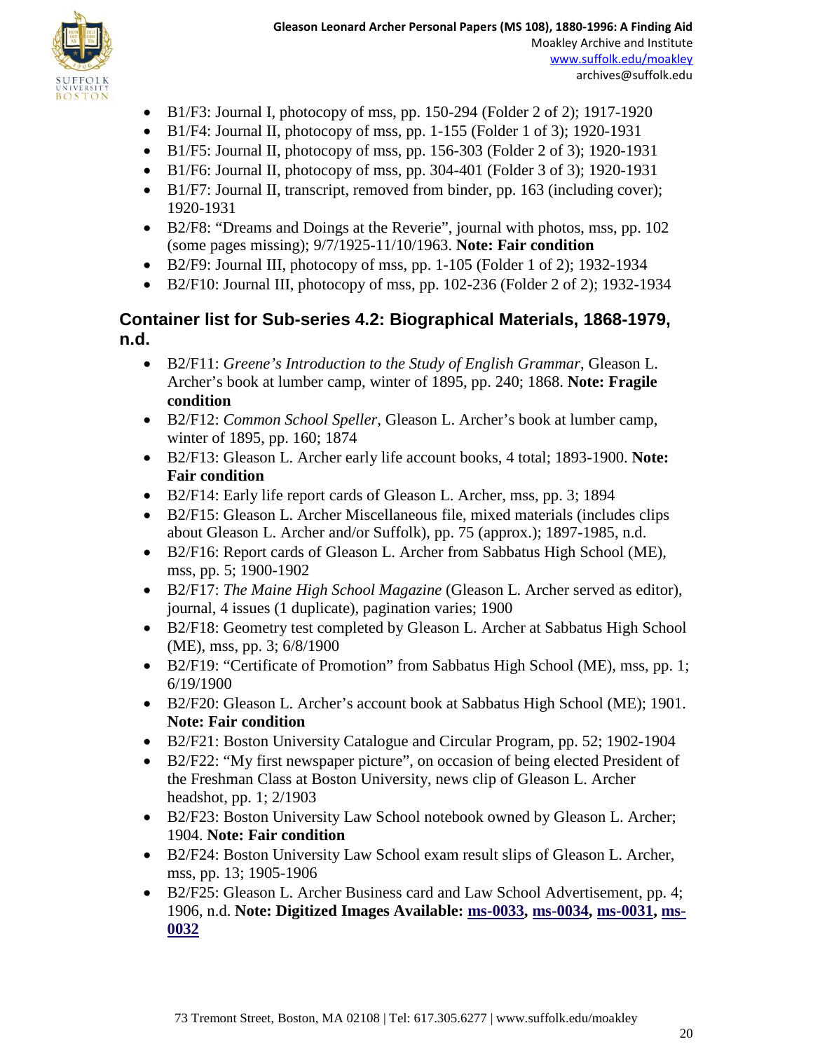- B1/F3: Journal I, photocopy of mss, pp. 150-294 (Folder 2 of 2); 1917-1920
- B1/F4: Journal II, photocopy of mss, pp. 1-155 (Folder 1 of 3); 1920-1931
- B1/F5: Journal II, photocopy of mss, pp. 156-303 (Folder 2 of 3); 1920-1931
- B1/F6: Journal II, photocopy of mss, pp. 304-401 (Folder 3 of 3); 1920-1931
- B1/F7: Journal II, transcript, removed from binder, pp. 163 (including cover); 1920-1931
- B2/F8: "Dreams and Doings at the Reverie", journal with photos, mss, pp. 102 (some pages missing); 9/7/1925-11/10/1963. **Note: Fair condition**
- B2/F9: Journal III, photocopy of mss, pp. 1-105 (Folder 1 of 2); 1932-1934
- B2/F10: Journal III, photocopy of mss, pp. 102-236 (Folder 2 of 2); 1932-1934

## Container list for Sub-series 4.2: Biographical Materials, 1868-1979, n.d.

- B2/F11: *Greene's Introduction to the Study of English Grammar*, Gleason L. Archer's book at lumber camp, winter of 1895, pp. 240; 1868. **Note: Fragile condition**
- B2/F12: *Common School Speller*, Gleason L. Archer's book at lumber camp, winter of 1895, pp. 160; 1874
- B2/F13: Gleason L. Archer early life account books, 4 total; 1893-1900. **Note: Fair condition**
- B2/F14: Early life report cards of Gleason L. Archer, mss, pp. 3; 1894
- B2/F15: Gleason L. Archer Miscellaneous file, mixed materials (includes clips about Gleason L. Archer and/or Suffolk), pp. 75 (approx.); 1897-1985, n.d.
- B2/F16: Report cards of Gleason L. Archer from Sabbatus High School (ME), mss, pp. 5; 1900-1902
- B2/F17: *The Maine High School Magazine* (Gleason L. Archer served as editor), journal, 4 issues (1 duplicate), pagination varies; 1900
- B2/F18: Geometry test completed by Gleason L. Archer at Sabbatus High School (ME), mss, pp. 3; 6/8/1900
- B2/F19: "Certificate of Promotion" from Sabbatus High School (ME), mss, pp. 1; 6/19/1900
- B2/F20: Gleason L. Archer's account book at Sabbatus High School (ME); 1901. **Note: Fair condition**
- B2/F21: Boston University Catalogue and Circular Program, pp. 52; 1902-1904
- B2/F22: "My first newspaper picture", on occasion of being elected President of the Freshman Class at Boston University, news clip of Gleason L. Archer headshot, pp. 1; 2/1903
- B2/F23: Boston University Law School notebook owned by Gleason L. Archer; 1904. **Note: Fair condition**
- B2/F24: Boston University Law School exam result slips of Gleason L. Archer, mss, pp. 13; 1905-1906
- B2/F25: Gleason L. Archer Business card and Law School Advertisement, pp. 4; 1906, n.d. **Note: Digitized Images Available: ms-0033, ms-0034, ms-0031, ms-0032**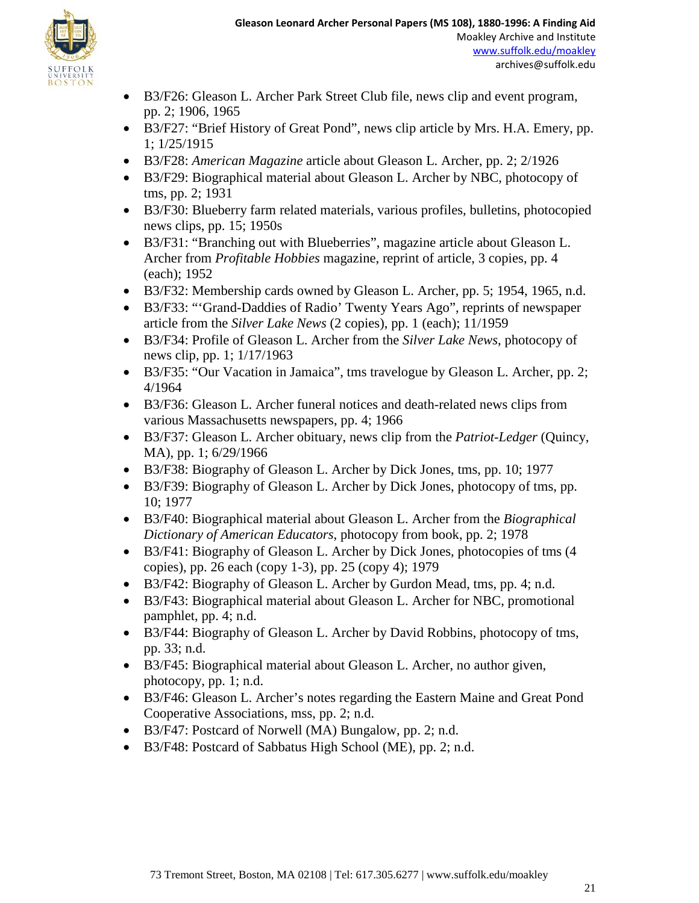- B3/F26: Gleason L. Archer Park Street Club file, news clip and event program, pp. 2; 1906, 1965
- B3/F27: "Brief History of Great Pond", news clip article by Mrs. H.A. Emery, pp. 1; 1/25/1915
- B3/F28: *American Magazine* article about Gleason L. Archer, pp. 2; 2/1926
- B3/F29: Biographical material about Gleason L. Archer by NBC, photocopy of tms, pp. 2; 1931
- B3/F30: Blueberry farm related materials, various profiles, bulletins, photocopied news clips, pp. 15; 1950s
- B3/F31: "Branching out with Blueberries", magazine article about Gleason L. Archer from *Profitable Hobbies* magazine, reprint of article, 3 copies, pp. 4 (each); 1952
- B3/F32: Membership cards owned by Gleason L. Archer, pp. 5; 1954, 1965, n.d.
- B3/F33: "'Grand-Daddies of Radio' Twenty Years Ago", reprints of newspaper article from the *Silver Lake News* (2 copies), pp. 1 (each); 11/1959
- B3/F34: Profile of Gleason L. Archer from the *Silver Lake News*, photocopy of news clip, pp. 1; 1/17/1963
- B3/F35: "Our Vacation in Jamaica", tms travelogue by Gleason L. Archer, pp. 2; 4/1964
- B3/F36: Gleason L. Archer funeral notices and death-related news clips from various Massachusetts newspapers, pp. 4; 1966
- B3/F37: Gleason L. Archer obituary, news clip from the *Patriot-Ledger* (Quincy, MA), pp. 1; 6/29/1966
- B3/F38: Biography of Gleason L. Archer by Dick Jones, tms, pp. 10; 1977
- B3/F39: Biography of Gleason L. Archer by Dick Jones, photocopy of tms, pp. 10; 1977
- B3/F40: Biographical material about Gleason L. Archer from the *Biographical Dictionary of American Educators*, photocopy from book, pp. 2; 1978
- B3/F41: Biography of Gleason L. Archer by Dick Jones, photocopies of tms (4 copies), pp. 26 each (copy 1-3), pp. 25 (copy 4); 1979
- B3/F42: Biography of Gleason L. Archer by Gurdon Mead, tms, pp. 4; n.d.
- B3/F43: Biographical material about Gleason L. Archer for NBC, promotional pamphlet, pp. 4; n.d.
- B3/F44: Biography of Gleason L. Archer by David Robbins, photocopy of tms, pp. 33; n.d.
- B3/F45: Biographical material about Gleason L. Archer, no author given, photocopy, pp. 1; n.d.
- B3/F46: Gleason L. Archer's notes regarding the Eastern Maine and Great Pond Cooperative Associations, mss, pp. 2; n.d.
- B3/F47: Postcard of Norwell (MA) Bungalow, pp. 2; n.d.
- B3/F48: Postcard of Sabbatus High School (ME), pp. 2; n.d.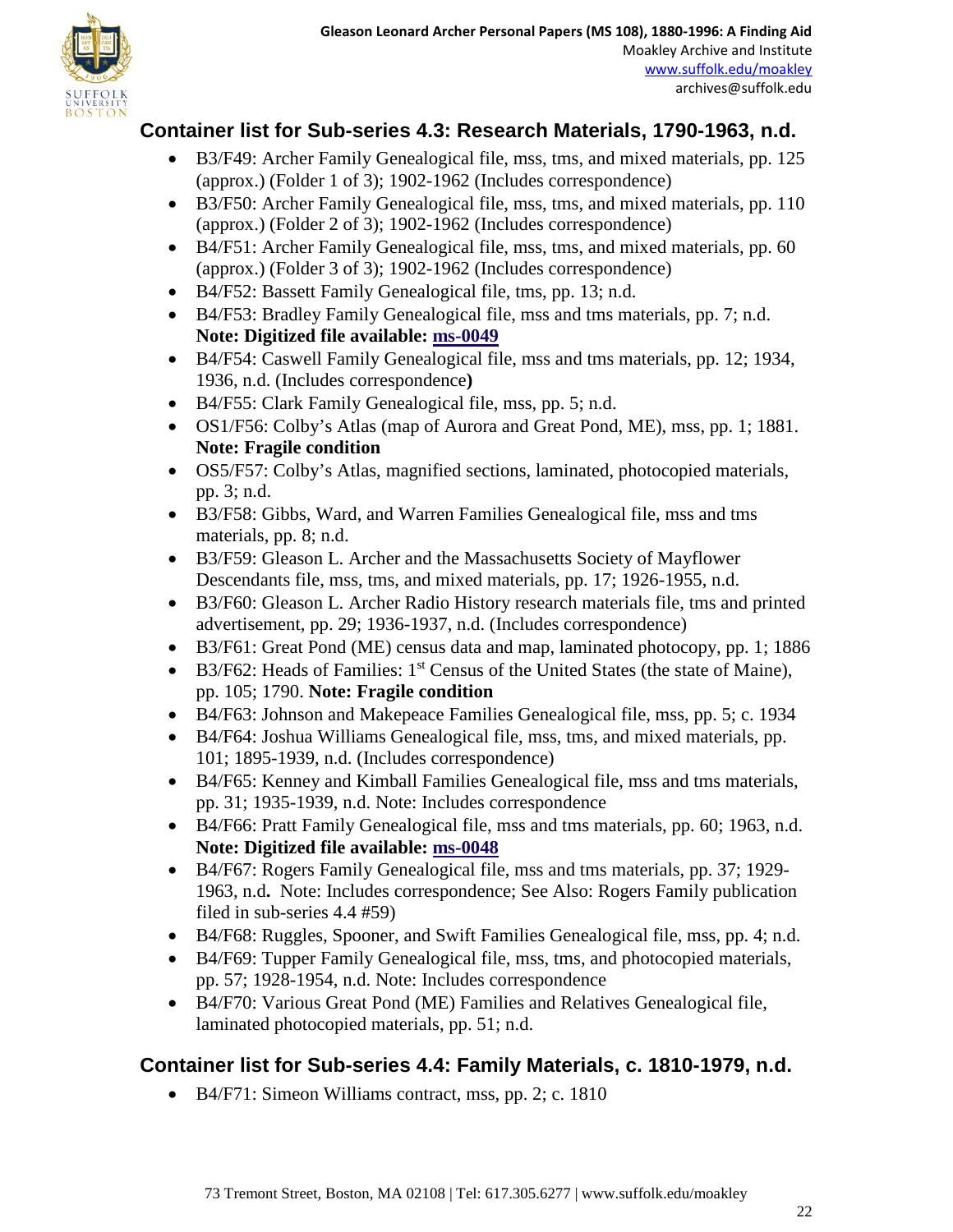## Container list for Sub-series 4.3: Research Materials, 1790-1963, n.d.

- B3/F49: Archer Family Genealogical file, mss, tms, and mixed materials, pp. 125 (approx.) (Folder 1 of 3); 1902-1962 (Includes correspondence)
- B3/F50: Archer Family Genealogical file, mss, tms, and mixed materials, pp. 110 (approx.) (Folder 2 of 3); 1902-1962 (Includes correspondence)
- B4/F51: Archer Family Genealogical file, mss, tms, and mixed materials, pp. 60 (approx.) (Folder 3 of 3); 1902-1962 (Includes correspondence)
- B4/F52: Bassett Family Genealogical file, tms, pp. 13; n.d.
- B4/F53: Bradley Family Genealogical file, mss and tms materials, pp. 7; n.d. **Note: Digitized file available: ms-0049**
- B4/F54: Caswell Family Genealogical file, mss and tms materials, pp. 12; 1934, 1936, n.d. (Includes correspondence**)**
- B4/F55: Clark Family Genealogical file, mss, pp. 5; n.d.
- OS1/F56: Colby's Atlas (map of Aurora and Great Pond, ME), mss, pp. 1; 1881. **Note: Fragile condition**
- OS5/F57: Colby's Atlas, magnified sections, laminated, photocopied materials, pp. 3; n.d.
- B3/F58: Gibbs, Ward, and Warren Families Genealogical file, mss and tms materials, pp. 8; n.d.
- B3/F59: Gleason L. Archer and the Massachusetts Society of Mayflower Descendants file, mss, tms, and mixed materials, pp. 17; 1926-1955, n.d.
- B3/F60: Gleason L. Archer Radio History research materials file, tms and printed advertisement, pp. 29; 1936-1937, n.d. (Includes correspondence)
- B3/F61: Great Pond (ME) census data and map, laminated photocopy, pp. 1; 1886
- B3/F62: Heads of Families: 1st Census of the United States (the state of Maine), pp. 105; 1790. **Note: Fragile condition**
- B4/F63: Johnson and Makepeace Families Genealogical file, mss, pp. 5; c. 1934
- B4/F64: Joshua Williams Genealogical file, mss, tms, and mixed materials, pp. 101; 1895-1939, n.d. (Includes correspondence)
- B4/F65: Kenney and Kimball Families Genealogical file, mss and tms materials, pp. 31; 1935-1939, n.d. Note: Includes correspondence
- B4/F66: Pratt Family Genealogical file, mss and tms materials, pp. 60; 1963, n.d. **Note: Digitized file available: ms-0048**
- B4/F67: Rogers Family Genealogical file, mss and tms materials, pp. 37; 1929-1963, n.d**.** Note: Includes correspondence; See Also: Rogers Family publication filed in sub-series 4.4 #59)
- B4/F68: Ruggles, Spooner, and Swift Families Genealogical file, mss, pp. 4; n.d.
- B4/F69: Tupper Family Genealogical file, mss, tms, and photocopied materials, pp. 57; 1928-1954, n.d. Note: Includes correspondence
- B4/F70: Various Great Pond (ME) Families and Relatives Genealogical file, laminated photocopied materials, pp. 51; n.d.

## Container list for Sub-series 4.4: Family Materials, c. 1810-1979, n.d.

- B4/F71: Simeon Williams contract, mss, pp. 2; c. 1810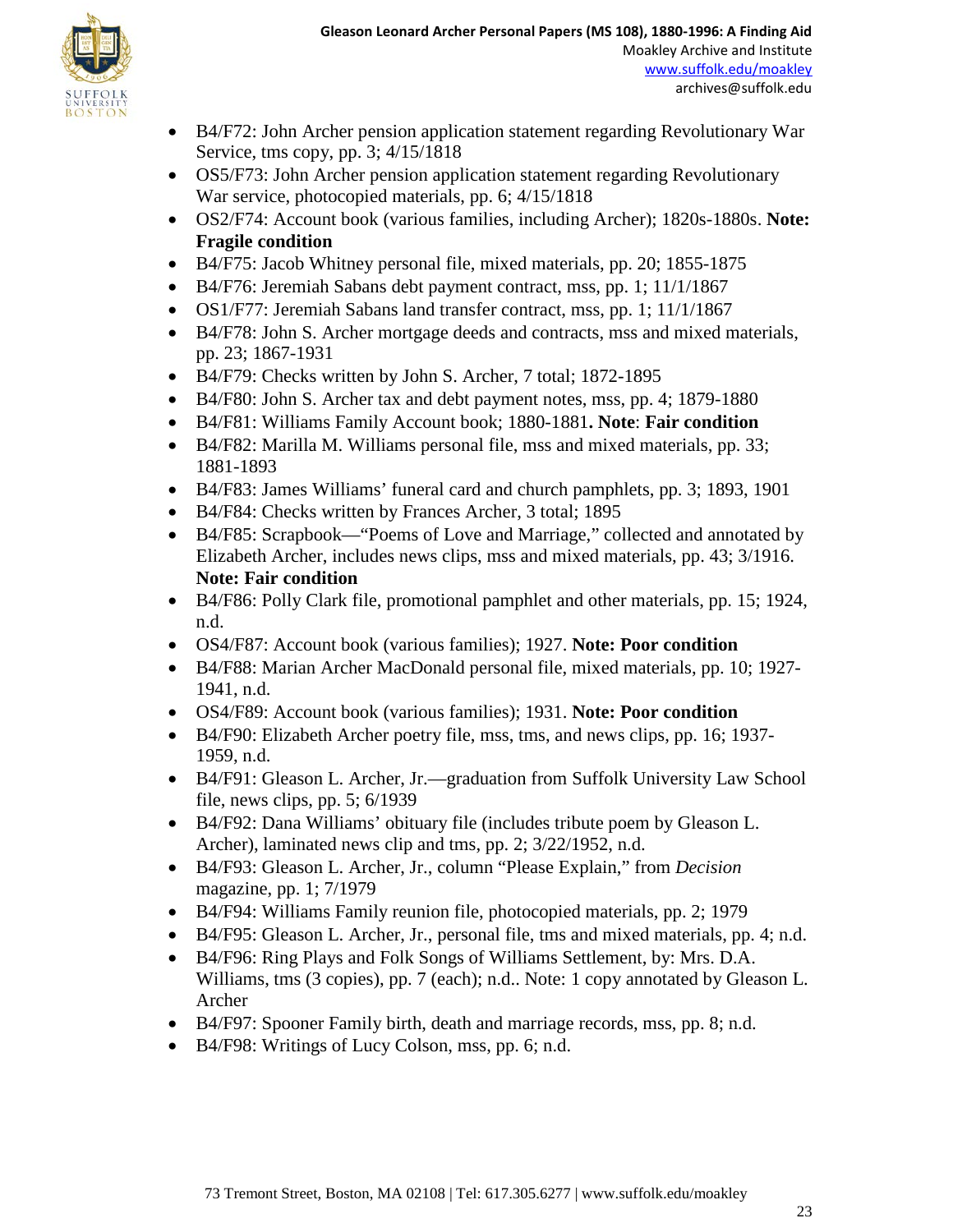- B4/F72: John Archer pension application statement regarding Revolutionary War Service, tms copy, pp. 3; 4/15/1818
- OS5/F73: John Archer pension application statement regarding Revolutionary War service, photocopied materials, pp. 6; 4/15/1818
- OS2/F74: Account book (various families, including Archer); 1820s-1880s. **Note: Fragile condition**
- B4/F75: Jacob Whitney personal file, mixed materials, pp. 20; 1855-1875
- B4/F76: Jeremiah Sabans debt payment contract, mss, pp. 1; 11/1/1867
- OS1/F77: Jeremiah Sabans land transfer contract, mss, pp. 1; 11/1/1867
- B4/F78: John S. Archer mortgage deeds and contracts, mss and mixed materials, pp. 23; 1867-1931
- B4/F79: Checks written by John S. Archer, 7 total; 1872-1895
- B4/F80: John S. Archer tax and debt payment notes, mss, pp. 4; 1879-1880
- B4/F81: Williams Family Account book; 1880-1881**. Note**: **Fair condition**
- B4/F82: Marilla M. Williams personal file, mss and mixed materials, pp. 33; 1881-1893
- B4/F83: James Williams' funeral card and church pamphlets, pp. 3; 1893, 1901
- B4/F84: Checks written by Frances Archer, 3 total; 1895
- B4/F85: Scrapbook—"Poems of Love and Marriage," collected and annotated by Elizabeth Archer, includes news clips, mss and mixed materials, pp. 43; 3/1916. **Note: Fair condition**
- B4/F86: Polly Clark file, promotional pamphlet and other materials, pp. 15; 1924, n.d.
- OS4/F87: Account book (various families); 1927. **Note: Poor condition**
- B4/F88: Marian Archer MacDonald personal file, mixed materials, pp. 10; 1927-1941, n.d.
- OS4/F89: Account book (various families); 1931. **Note: Poor condition**
- B4/F90: Elizabeth Archer poetry file, mss, tms, and news clips, pp. 16; 1937-1959, n.d.
- B4/F91: Gleason L. Archer, Jr.—graduation from Suffolk University Law School file, news clips, pp. 5; 6/1939
- B4/F92: Dana Williams' obituary file (includes tribute poem by Gleason L. Archer), laminated news clip and tms, pp. 2; 3/22/1952, n.d.
- B4/F93: Gleason L. Archer, Jr., column "Please Explain," from *Decision* magazine, pp. 1; 7/1979
- B4/F94: Williams Family reunion file, photocopied materials, pp. 2; 1979
- B4/F95: Gleason L. Archer, Jr., personal file, tms and mixed materials, pp. 4; n.d.
- B4/F96: Ring Plays and Folk Songs of Williams Settlement, by: Mrs. D.A. Williams, tms (3 copies), pp. 7 (each); n.d.. Note: 1 copy annotated by Gleason L. Archer
- B4/F97: Spooner Family birth, death and marriage records, mss, pp. 8; n.d.
- B4/F98: Writings of Lucy Colson, mss, pp. 6; n.d.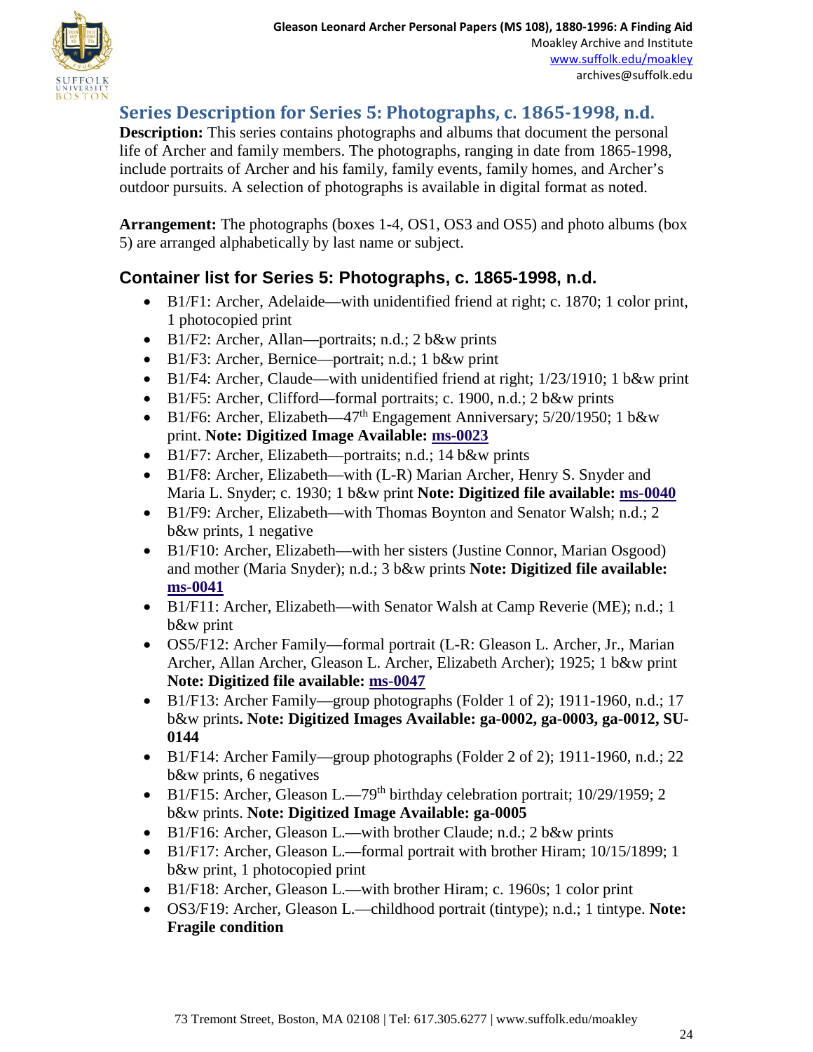## Series Description for Series 5: Photographs, c. 1865-1998, n.d.

**Description:** This series contains photographs and albums that document the personal life of Archer and family members. The photographs, ranging in date from 1865-1998, include portraits of Archer and his family, family events, family homes, and Archer's outdoor pursuits. A selection of photographs is available in digital format as noted.

**Arrangement:** The photographs (boxes 1-4, OS1, OS3 and OS5) and photo albums (box 5) are arranged alphabetically by last name or subject.

### Container list for Series 5: Photographs, c. 1865-1998, n.d.

- B1/F1: Archer, Adelaide—with unidentified friend at right; c. 1870; 1 color print, 1 photocopied print
- B1/F2: Archer, Allan—portraits; n.d.; 2 b&w prints
- B1/F3: Archer, Bernice—portrait; n.d.; 1 b&w print
- B1/F4: Archer, Claude—with unidentified friend at right; 1/23/1910; 1 b&w print
- B1/F5: Archer, Clifford—formal portraits; c. 1900, n.d.; 2 b&w prints
- B1/F6: Archer, Elizabeth—47th Engagement Anniversary; 5/20/1950; 1 b&w print. **Note: Digitized Image Available: ms-0023**
- B1/F7: Archer, Elizabeth—portraits; n.d.; 14 b&w prints
- B1/F8: Archer, Elizabeth—with (L-R) Marian Archer, Henry S. Snyder and Maria L. Snyder; c. 1930; 1 b&w print **Note: Digitized file available: ms-0040**
- B1/F9: Archer, Elizabeth—with Thomas Boynton and Senator Walsh; n.d.; 2 b&w prints, 1 negative
- B1/F10: Archer, Elizabeth—with her sisters (Justine Connor, Marian Osgood) and mother (Maria Snyder); n.d.; 3 b&w prints **Note: Digitized file available: ms-0041**
- B1/F11: Archer, Elizabeth—with Senator Walsh at Camp Reverie (ME); n.d.; 1 b&w print
- OS5/F12: Archer Family—formal portrait (L-R: Gleason L. Archer, Jr., Marian Archer, Allan Archer, Gleason L. Archer, Elizabeth Archer); 1925; 1 b&w print **Note: Digitized file available: ms-0047**
- B1/F13: Archer Family—group photographs (Folder 1 of 2); 1911-1960, n.d.; 17 b&w prints**. Note: Digitized Images Available: ga-0002, ga-0003, ga-0012, SU-0144**
- B1/F14: Archer Family—group photographs (Folder 2 of 2); 1911-1960, n.d.; 22 b&w prints, 6 negatives
- B1/F15: Archer, Gleason L.—79th birthday celebration portrait; 10/29/1959; 2 b&w prints. **Note: Digitized Image Available: ga-0005**
- B1/F16: Archer, Gleason L.—with brother Claude; n.d.; 2 b&w prints
- B1/F17: Archer, Gleason L.—formal portrait with brother Hiram; 10/15/1899; 1 b&w print, 1 photocopied print
- B1/F18: Archer, Gleason L.—with brother Hiram; c. 1960s; 1 color print
- OS3/F19: Archer, Gleason L.—childhood portrait (tintype); n.d.; 1 tintype. **Note: Fragile condition**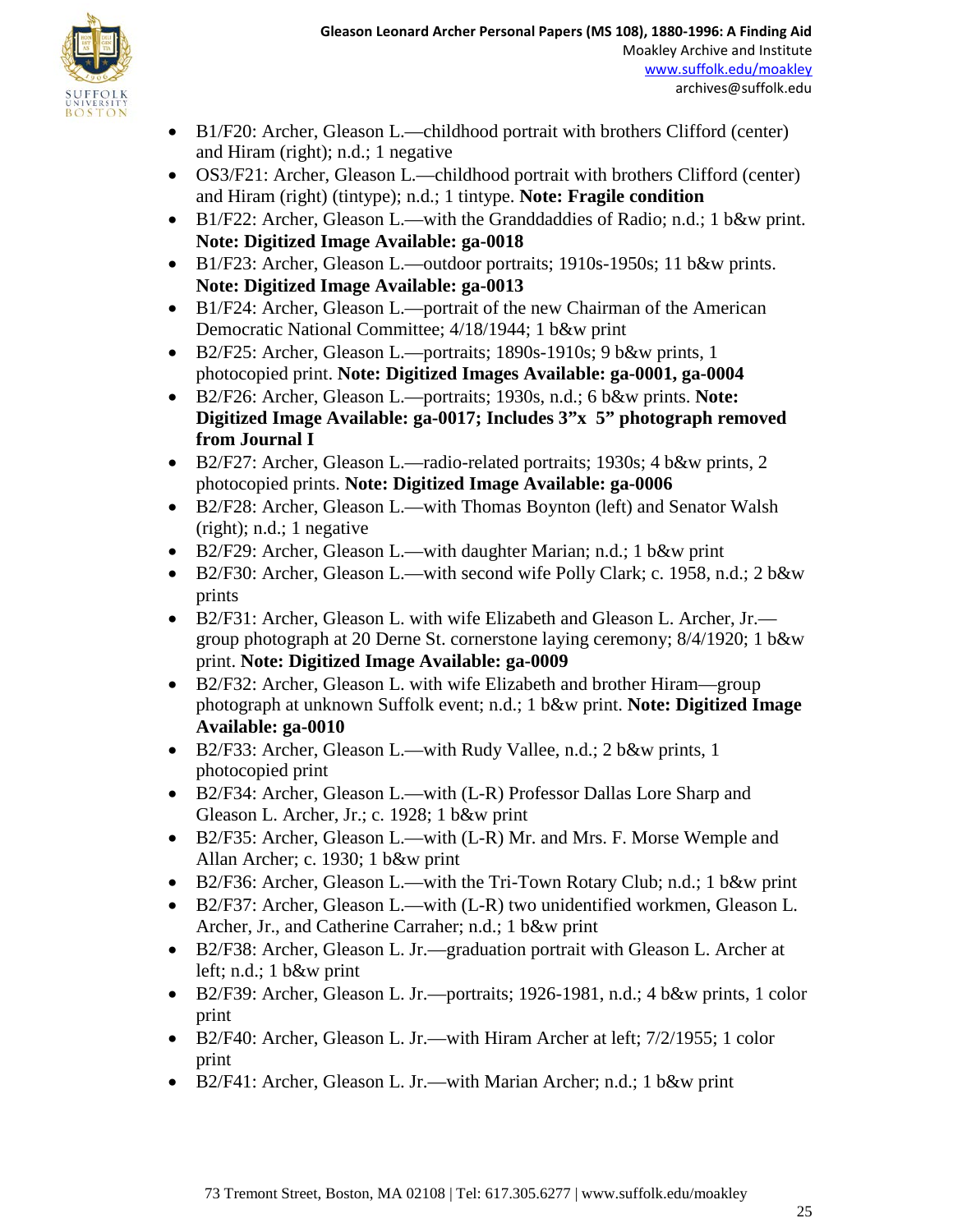- B1/F20: Archer, Gleason L.—childhood portrait with brothers Clifford (center) and Hiram (right); n.d.; 1 negative
- OS3/F21: Archer, Gleason L.—childhood portrait with brothers Clifford (center) and Hiram (right) (tintype); n.d.; 1 tintype. **Note: Fragile condition**
- B1/F22: Archer, Gleason L.—with the Granddaddies of Radio; n.d.; 1 b&w print. **Note: Digitized Image Available: ga-0018**
- B1/F23: Archer, Gleason L.—outdoor portraits; 1910s-1950s; 11 b&w prints. **Note: Digitized Image Available: ga-0013**
- B1/F24: Archer, Gleason L.—portrait of the new Chairman of the American Democratic National Committee; 4/18/1944; 1 b&w print
- B2/F25: Archer, Gleason L.—portraits; 1890s-1910s; 9 b&w prints, 1 photocopied print. **Note: Digitized Images Available: ga-0001, ga-0004**
- B2/F26: Archer, Gleason L.—portraits; 1930s, n.d.; 6 b&w prints. **Note: Digitized Image Available: ga-0017; Includes 3"x 5" photograph removed from Journal I**
- B2/F27: Archer, Gleason L.—radio-related portraits; 1930s; 4 b&w prints, 2 photocopied prints. **Note: Digitized Image Available: ga-0006**
- B2/F28: Archer, Gleason L.—with Thomas Boynton (left) and Senator Walsh (right); n.d.; 1 negative
- B2/F29: Archer, Gleason L.—with daughter Marian; n.d.; 1 b&w print
- B2/F30: Archer, Gleason L.—with second wife Polly Clark; c. 1958, n.d.; 2 b&w prints
- B2/F31: Archer, Gleason L. with wife Elizabeth and Gleason L. Archer, Jr.—group photograph at 20 Derne St. cornerstone laying ceremony; 8/4/1920; 1 b&w print. **Note: Digitized Image Available: ga-0009**
- B2/F32: Archer, Gleason L. with wife Elizabeth and brother Hiram—group photograph at unknown Suffolk event; n.d.; 1 b&w print. **Note: Digitized Image Available: ga-0010**
- B2/F33: Archer, Gleason L.—with Rudy Vallee, n.d.; 2 b&w prints, 1 photocopied print
- B2/F34: Archer, Gleason L.—with (L-R) Professor Dallas Lore Sharp and Gleason L. Archer, Jr.; c. 1928; 1 b&w print
- B2/F35: Archer, Gleason L.—with (L-R) Mr. and Mrs. F. Morse Wemple and Allan Archer; c. 1930; 1 b&w print
- B2/F36: Archer, Gleason L.—with the Tri-Town Rotary Club; n.d.; 1 b&w print
- B2/F37: Archer, Gleason L.—with (L-R) two unidentified workmen, Gleason L. Archer, Jr., and Catherine Carraher; n.d.; 1 b&w print
- B2/F38: Archer, Gleason L. Jr.—graduation portrait with Gleason L. Archer at left; n.d.; 1 b&w print
- B2/F39: Archer, Gleason L. Jr.—portraits; 1926-1981, n.d.; 4 b&w prints, 1 color print
- B2/F40: Archer, Gleason L. Jr.—with Hiram Archer at left; 7/2/1955; 1 color print
- B2/F41: Archer, Gleason L. Jr.—with Marian Archer; n.d.; 1 b&w print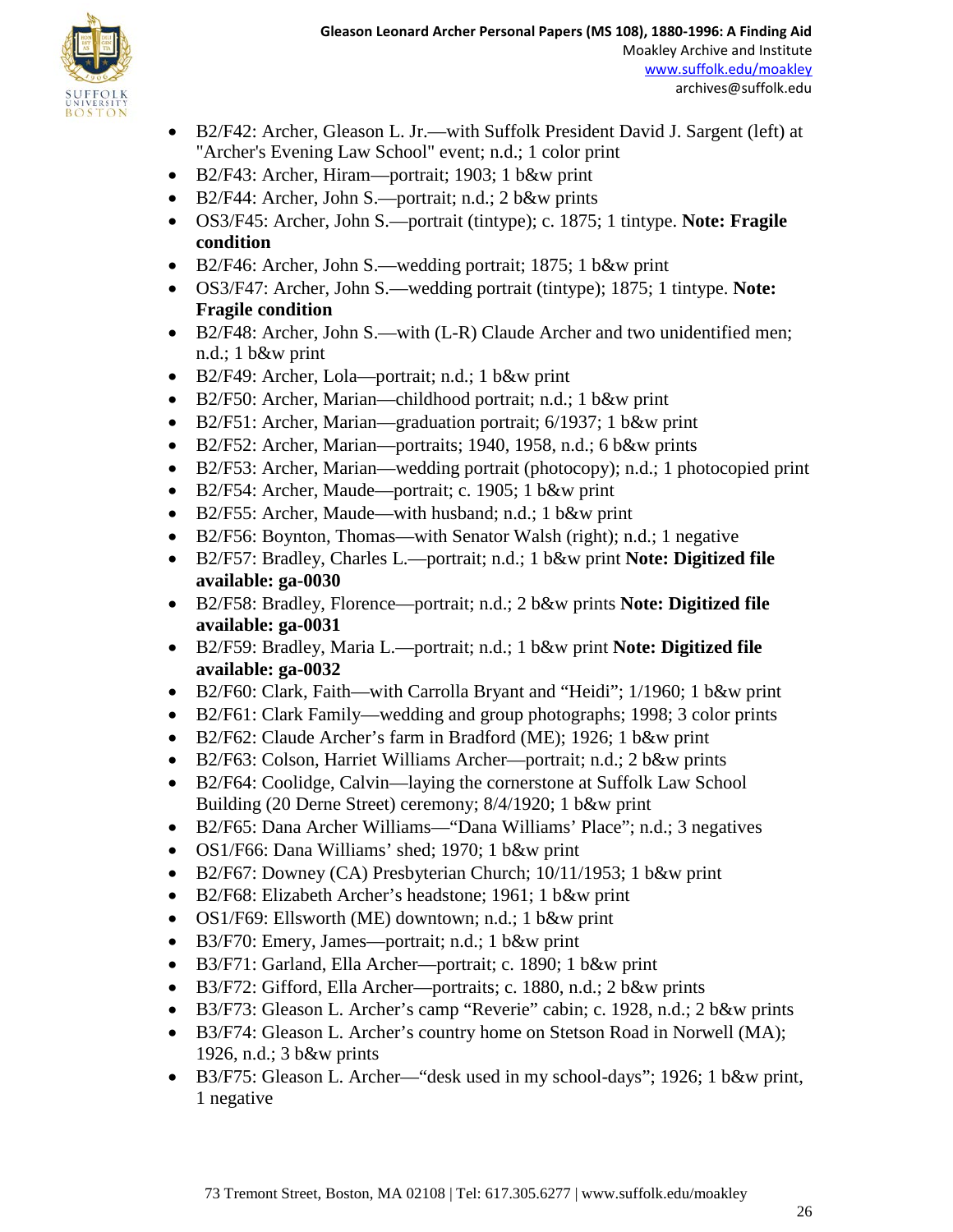- B2/F42: Archer, Gleason L. Jr.—with Suffolk President David J. Sargent (left) at "Archer's Evening Law School" event; n.d.; 1 color print
- B2/F43: Archer, Hiram—portrait; 1903; 1 b&w print
- B2/F44: Archer, John S.—portrait; n.d.; 2 b&w prints
- OS3/F45: Archer, John S.—portrait (tintype); c. 1875; 1 tintype. **Note: Fragile condition**
- B2/F46: Archer, John S.—wedding portrait; 1875; 1 b&w print
- OS3/F47: Archer, John S.—wedding portrait (tintype); 1875; 1 tintype. **Note: Fragile condition**
- B2/F48: Archer, John S.—with (L-R) Claude Archer and two unidentified men; n.d.; 1 b&w print
- B2/F49: Archer, Lola—portrait; n.d.; 1 b&w print
- B2/F50: Archer, Marian—childhood portrait; n.d.; 1 b&w print
- B2/F51: Archer, Marian—graduation portrait; 6/1937; 1 b&w print
- B2/F52: Archer, Marian—portraits; 1940, 1958, n.d.; 6 b&w prints
- B2/F53: Archer, Marian—wedding portrait (photocopy); n.d.; 1 photocopied print
- B2/F54: Archer, Maude—portrait; c. 1905; 1 b&w print
- B2/F55: Archer, Maude—with husband; n.d.; 1 b&w print
- B2/F56: Boynton, Thomas—with Senator Walsh (right); n.d.; 1 negative
- B2/F57: Bradley, Charles L.—portrait; n.d.; 1 b&w print **Note: Digitized file available: ga-0030**
- B2/F58: Bradley, Florence—portrait; n.d.; 2 b&w prints **Note: Digitized file available: ga-0031**
- B2/F59: Bradley, Maria L.—portrait; n.d.; 1 b&w print **Note: Digitized file available: ga-0032**
- B2/F60: Clark, Faith—with Carrolla Bryant and "Heidi"; 1/1960; 1 b&w print
- B2/F61: Clark Family—wedding and group photographs; 1998; 3 color prints
- B2/F62: Claude Archer's farm in Bradford (ME); 1926; 1 b&w print
- B2/F63: Colson, Harriet Williams Archer—portrait; n.d.; 2 b&w prints
- B2/F64: Coolidge, Calvin—laying the cornerstone at Suffolk Law School Building (20 Derne Street) ceremony; 8/4/1920; 1 b&w print
- B2/F65: Dana Archer Williams—"Dana Williams' Place"; n.d.; 3 negatives
- OS1/F66: Dana Williams' shed; 1970; 1 b&w print
- B2/F67: Downey (CA) Presbyterian Church; 10/11/1953; 1 b&w print
- B2/F68: Elizabeth Archer's headstone; 1961; 1 b&w print
- OS1/F69: Ellsworth (ME) downtown; n.d.; 1 b&w print
- B3/F70: Emery, James—portrait; n.d.; 1 b&w print
- B3/F71: Garland, Ella Archer—portrait; c. 1890; 1 b&w print
- B3/F72: Gifford, Ella Archer—portraits; c. 1880, n.d.; 2 b&w prints
- B3/F73: Gleason L. Archer's camp "Reverie" cabin; c. 1928, n.d.; 2 b&w prints
- B3/F74: Gleason L. Archer's country home on Stetson Road in Norwell (MA); 1926, n.d.; 3 b&w prints
- B3/F75: Gleason L. Archer—"desk used in my school-days"; 1926; 1 b&w print, 1 negative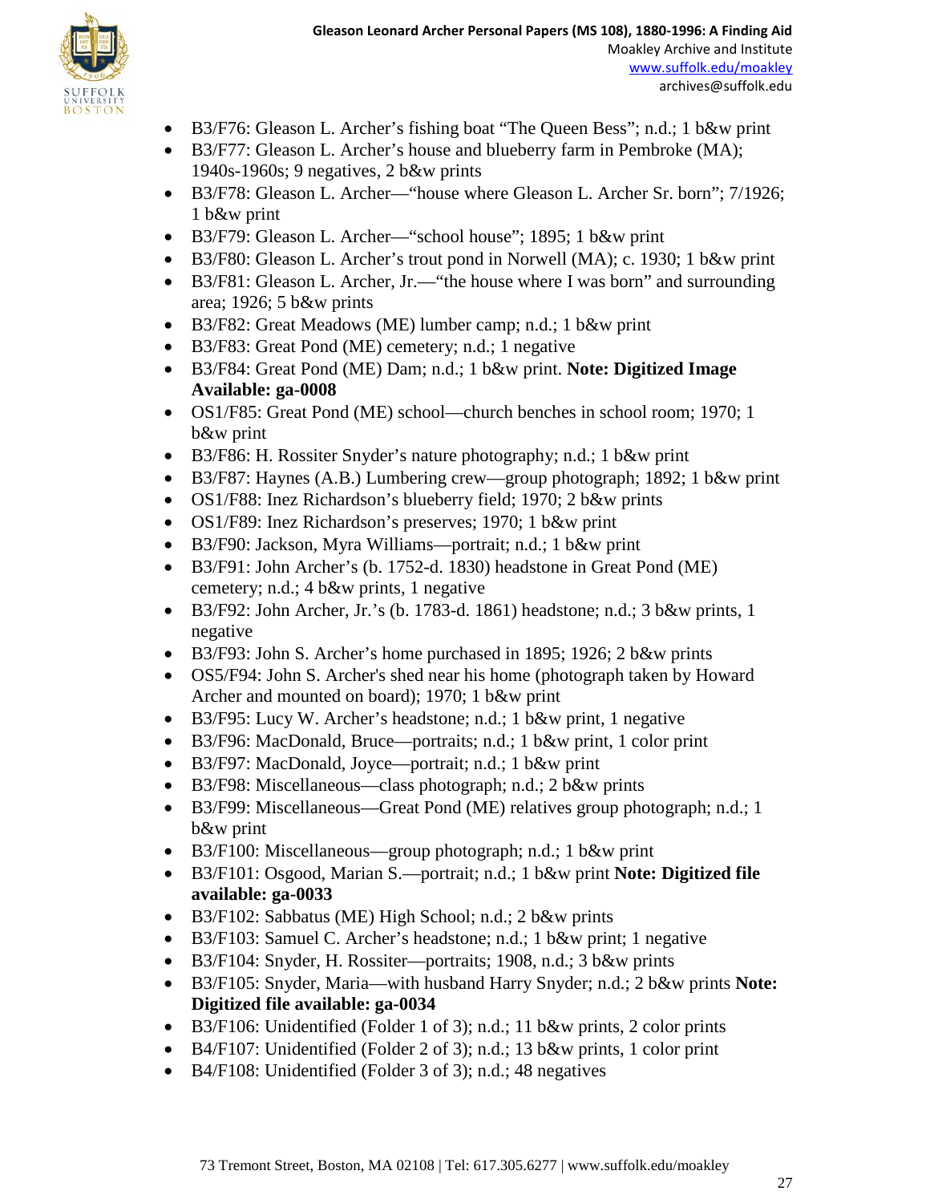- B3/F76: Gleason L. Archer's fishing boat "The Queen Bess"; n.d.; 1 b&w print
- B3/F77: Gleason L. Archer's house and blueberry farm in Pembroke (MA); 1940s-1960s; 9 negatives, 2 b&w prints
- B3/F78: Gleason L. Archer—"house where Gleason L. Archer Sr. born"; 7/1926; 1 b&w print
- B3/F79: Gleason L. Archer—"school house"; 1895; 1 b&w print
- B3/F80: Gleason L. Archer's trout pond in Norwell (MA); c. 1930; 1 b&w print
- B3/F81: Gleason L. Archer, Jr.—"the house where I was born" and surrounding area; 1926; 5 b&w prints
- B3/F82: Great Meadows (ME) lumber camp; n.d.; 1 b&w print
- B3/F83: Great Pond (ME) cemetery; n.d.; 1 negative
- B3/F84: Great Pond (ME) Dam; n.d.; 1 b&w print. **Note: Digitized Image Available: ga-0008**
- OS1/F85: Great Pond (ME) school—church benches in school room; 1970; 1 b&w print
- B3/F86: H. Rossiter Snyder's nature photography; n.d.; 1 b&w print
- B3/F87: Haynes (A.B.) Lumbering crew—group photograph; 1892; 1 b&w print
- OS1/F88: Inez Richardson's blueberry field; 1970; 2 b&w prints
- OS1/F89: Inez Richardson's preserves; 1970; 1 b&w print
- B3/F90: Jackson, Myra Williams—portrait; n.d.; 1 b&w print
- B3/F91: John Archer's (b. 1752-d. 1830) headstone in Great Pond (ME) cemetery; n.d.; 4 b&w prints, 1 negative
- B3/F92: John Archer, Jr.'s (b. 1783-d. 1861) headstone; n.d.; 3 b&w prints, 1 negative
- B3/F93: John S. Archer's home purchased in 1895; 1926; 2 b&w prints
- OS5/F94: John S. Archer's shed near his home (photograph taken by Howard Archer and mounted on board); 1970; 1 b&w print
- B3/F95: Lucy W. Archer's headstone; n.d.; 1 b&w print, 1 negative
- B3/F96: MacDonald, Bruce—portraits; n.d.; 1 b&w print, 1 color print
- B3/F97: MacDonald, Joyce—portrait; n.d.; 1 b&w print
- B3/F98: Miscellaneous—class photograph; n.d.; 2 b&w prints
- B3/F99: Miscellaneous—Great Pond (ME) relatives group photograph; n.d.; 1 b&w print
- B3/F100: Miscellaneous—group photograph; n.d.; 1 b&w print
- B3/F101: Osgood, Marian S.—portrait; n.d.; 1 b&w print **Note: Digitized file available: ga-0033**
- B3/F102: Sabbatus (ME) High School; n.d.; 2 b&w prints
- B3/F103: Samuel C. Archer's headstone; n.d.; 1 b&w print; 1 negative
- B3/F104: Snyder, H. Rossiter—portraits; 1908, n.d.; 3 b&w prints
- B3/F105: Snyder, Maria—with husband Harry Snyder; n.d.; 2 b&w prints **Note: Digitized file available: ga-0034**
- B3/F106: Unidentified (Folder 1 of 3); n.d.; 11 b&w prints, 2 color prints
- B4/F107: Unidentified (Folder 2 of 3); n.d.; 13 b&w prints, 1 color print
- B4/F108: Unidentified (Folder 3 of 3); n.d.; 48 negatives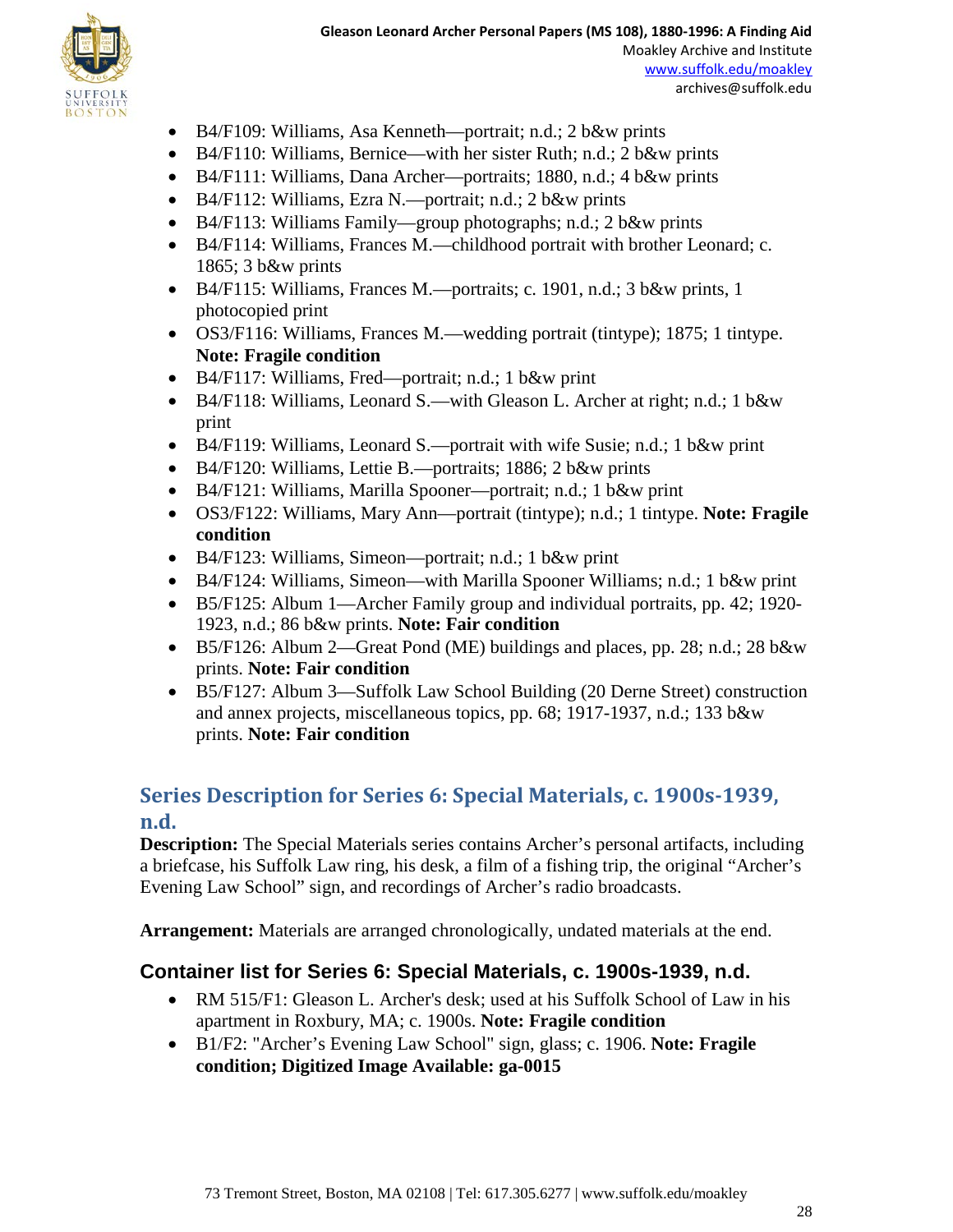- B4/F109: Williams, Asa Kenneth—portrait; n.d.; 2 b&w prints
- B4/F110: Williams, Bernice—with her sister Ruth; n.d.; 2 b&w prints
- B4/F111: Williams, Dana Archer—portraits; 1880, n.d.; 4 b&w prints
- B4/F112: Williams, Ezra N.—portrait; n.d.; 2 b&w prints
- B4/F113: Williams Family—group photographs; n.d.; 2 b&w prints
- B4/F114: Williams, Frances M.—childhood portrait with brother Leonard; c. 1865; 3 b&w prints
- B4/F115: Williams, Frances M.—portraits; c. 1901, n.d.; 3 b&w prints, 1 photocopied print
- OS3/F116: Williams, Frances M.—wedding portrait (tintype); 1875; 1 tintype. **Note: Fragile condition**
- B4/F117: Williams, Fred—portrait; n.d.; 1 b&w print
- B4/F118: Williams, Leonard S.—with Gleason L. Archer at right; n.d.; 1 b&w print
- B4/F119: Williams, Leonard S.—portrait with wife Susie; n.d.; 1 b&w print
- B4/F120: Williams, Lettie B.—portraits; 1886; 2 b&w prints
- B4/F121: Williams, Marilla Spooner—portrait; n.d.; 1 b&w print
- OS3/F122: Williams, Mary Ann—portrait (tintype); n.d.; 1 tintype. **Note: Fragile condition**
- B4/F123: Williams, Simeon—portrait; n.d.; 1 b&w print
- B4/F124: Williams, Simeon—with Marilla Spooner Williams; n.d.; 1 b&w print
- B5/F125: Album 1—Archer Family group and individual portraits, pp. 42; 1920-1923, n.d.; 86 b&w prints. **Note: Fair condition**
- B5/F126: Album 2—Great Pond (ME) buildings and places, pp. 28; n.d.; 28 b&w prints. **Note: Fair condition**
- B5/F127: Album 3—Suffolk Law School Building (20 Derne Street) construction and annex projects, miscellaneous topics, pp. 68; 1917-1937, n.d.; 133 b&w prints. **Note: Fair condition**

## Series Description for Series 6: Special Materials, c. 1900s-1939, n.d.

**Description:** The Special Materials series contains Archer's personal artifacts, including a briefcase, his Suffolk Law ring, his desk, a film of a fishing trip, the original "Archer's Evening Law School" sign, and recordings of Archer's radio broadcasts.

**Arrangement:** Materials are arranged chronologically, undated materials at the end.

### Container list for Series 6: Special Materials, c. 1900s-1939, n.d.

- RM 515/F1: Gleason L. Archer's desk; used at his Suffolk School of Law in his apartment in Roxbury, MA; c. 1900s. **Note: Fragile condition**
- B1/F2: "Archer's Evening Law School" sign, glass; c. 1906. **Note: Fragile condition; Digitized Image Available: ga-0015**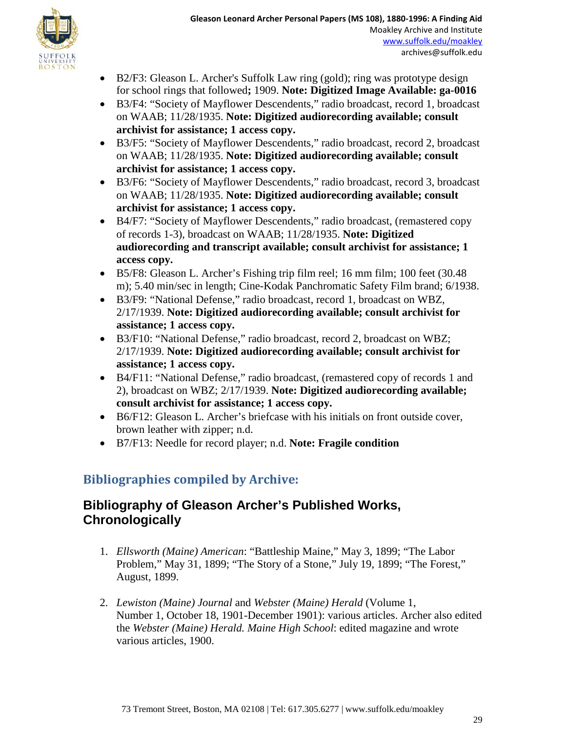- B2/F3: Gleason L. Archer's Suffolk Law ring (gold); ring was prototype design for school rings that followed**;** 1909. **Note: Digitized Image Available: ga-0016**
- B3/F4: "Society of Mayflower Descendents," radio broadcast, record 1, broadcast on WAAB; 11/28/1935. **Note: Digitized audiorecording available; consult archivist for assistance; 1 access copy.**
- B3/F5: "Society of Mayflower Descendents," radio broadcast, record 2, broadcast on WAAB; 11/28/1935. **Note: Digitized audiorecording available; consult archivist for assistance; 1 access copy.**
- B3/F6: "Society of Mayflower Descendents," radio broadcast, record 3, broadcast on WAAB; 11/28/1935. **Note: Digitized audiorecording available; consult archivist for assistance; 1 access copy.**
- B4/F7: "Society of Mayflower Descendents," radio broadcast, (remastered copy of records 1-3), broadcast on WAAB; 11/28/1935. **Note: Digitized audiorecording and transcript available; consult archivist for assistance; 1 access copy.**
- B5/F8: Gleason L. Archer's Fishing trip film reel; 16 mm film; 100 feet (30.48 m); 5.40 min/sec in length; Cine-Kodak Panchromatic Safety Film brand; 6/1938.
- B3/F9: "National Defense," radio broadcast, record 1, broadcast on WBZ, 2/17/1939. **Note: Digitized audiorecording available; consult archivist for assistance; 1 access copy.**
- B3/F10: "National Defense," radio broadcast, record 2, broadcast on WBZ; 2/17/1939. **Note: Digitized audiorecording available; consult archivist for assistance; 1 access copy.**
- B4/F11: "National Defense," radio broadcast, (remastered copy of records 1 and 2), broadcast on WBZ; 2/17/1939. **Note: Digitized audiorecording available; consult archivist for assistance; 1 access copy.**
- B6/F12: Gleason L. Archer's briefcase with his initials on front outside cover, brown leather with zipper; n.d.
- B7/F13: Needle for record player; n.d. **Note: Fragile condition**

## Bibliographies compiled by Archive:

### Bibliography of Gleason Archer's Published Works, Chronologically

1. *Ellsworth (Maine) American*: "Battleship Maine," May 3, 1899; "The Labor Problem," May 31, 1899; "The Story of a Stone," July 19, 1899; "The Forest," August, 1899.

2. *Lewiston (Maine) Journal* and *Webster (Maine) Herald* (Volume 1, Number 1, October 18, 1901-December 1901): various articles. Archer also edited the *Webster (Maine) Herald. Maine High School*: edited magazine and wrote various articles, 1900.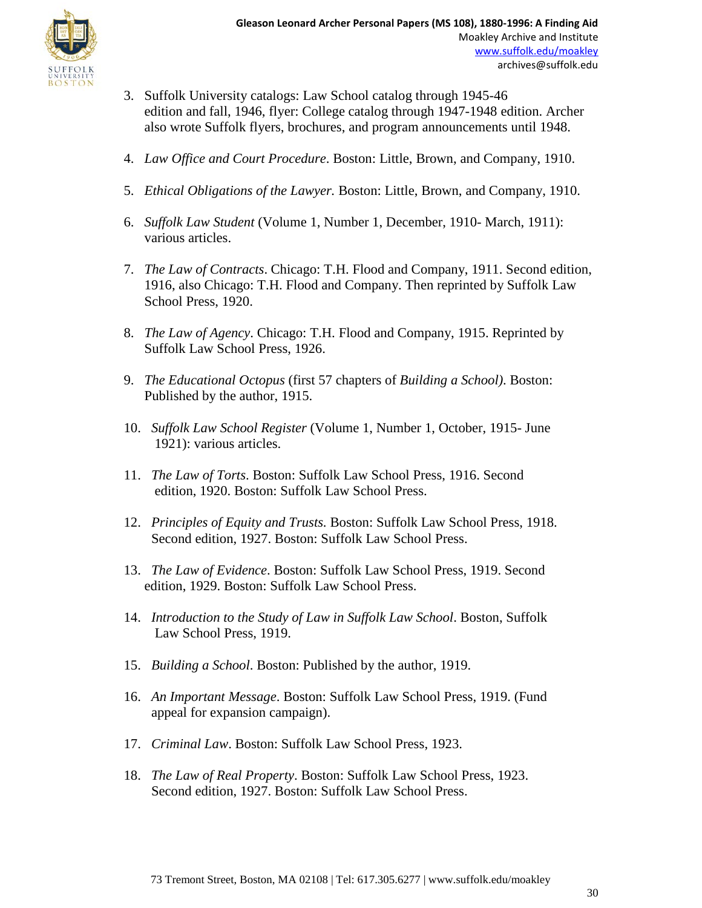3. Suffolk University catalogs: Law School catalog through 1945-46 edition and fall, 1946, flyer: College catalog through 1947-1948 edition. Archer also wrote Suffolk flyers, brochures, and program announcements until 1948.

4. *Law Office and Court Procedure*. Boston: Little, Brown, and Company, 1910.

5. *Ethical Obligations of the Lawyer.* Boston: Little, Brown, and Company, 1910.

6. *Suffolk Law Student* (Volume 1, Number 1, December, 1910- March, 1911): various articles.

7. *The Law of Contracts*. Chicago: T.H. Flood and Company, 1911. Second edition, 1916, also Chicago: T.H. Flood and Company. Then reprinted by Suffolk Law School Press, 1920.

8. *The Law of Agency*. Chicago: T.H. Flood and Company, 1915. Reprinted by Suffolk Law School Press, 1926.

9. *The Educational Octopus* (first 57 chapters of *Building a School)*. Boston: Published by the author, 1915.

10. *Suffolk Law School Register* (Volume 1, Number 1, October, 1915- June 1921): various articles.

11. *The Law of Torts*. Boston: Suffolk Law School Press, 1916. Second edition, 1920. Boston: Suffolk Law School Press.

12. *Principles of Equity and Trusts.* Boston: Suffolk Law School Press, 1918. Second edition, 1927. Boston: Suffolk Law School Press.

13. *The Law of Evidence*. Boston: Suffolk Law School Press, 1919. Second edition, 1929. Boston: Suffolk Law School Press.

14. *Introduction to the Study of Law in Suffolk Law School*. Boston, Suffolk Law School Press, 1919.

15. *Building a School*. Boston: Published by the author, 1919.

16. *An Important Message*. Boston: Suffolk Law School Press, 1919. (Fund appeal for expansion campaign).

17. *Criminal Law*. Boston: Suffolk Law School Press, 1923.

18. *The Law of Real Property*. Boston: Suffolk Law School Press, 1923. Second edition, 1927. Boston: Suffolk Law School Press.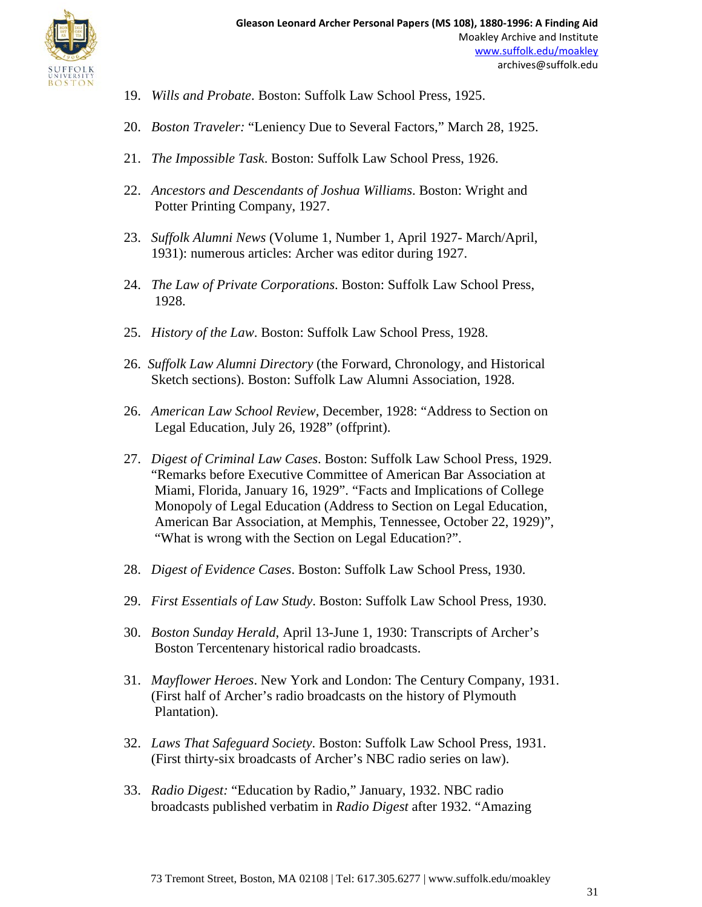19. *Wills and Probate*. Boston: Suffolk Law School Press, 1925.

20. *Boston Traveler:* "Leniency Due to Several Factors," March 28, 1925.

21. *The Impossible Task*. Boston: Suffolk Law School Press, 1926.

22. *Ancestors and Descendants of Joshua Williams*. Boston: Wright and Potter Printing Company, 1927.

23. *Suffolk Alumni News* (Volume 1, Number 1, April 1927- March/April, 1931): numerous articles: Archer was editor during 1927.

24. *The Law of Private Corporations*. Boston: Suffolk Law School Press, 1928.

25. *History of the Law*. Boston: Suffolk Law School Press, 1928.

26. *Suffolk Law Alumni Directory* (the Forward, Chronology, and Historical Sketch sections). Boston: Suffolk Law Alumni Association, 1928.

26. *American Law School Review*, December, 1928: "Address to Section on Legal Education, July 26, 1928" (offprint).

27. *Digest of Criminal Law Cases*. Boston: Suffolk Law School Press, 1929. "Remarks before Executive Committee of American Bar Association at Miami, Florida, January 16, 1929". "Facts and Implications of College Monopoly of Legal Education (Address to Section on Legal Education, American Bar Association, at Memphis, Tennessee, October 22, 1929)", "What is wrong with the Section on Legal Education?".

28. *Digest of Evidence Cases*. Boston: Suffolk Law School Press, 1930.

29. *First Essentials of Law Study*. Boston: Suffolk Law School Press, 1930.

30. *Boston Sunday Herald*, April 13-June 1, 1930: Transcripts of Archer's Boston Tercentenary historical radio broadcasts.

31. *Mayflower Heroes*. New York and London: The Century Company, 1931. (First half of Archer's radio broadcasts on the history of Plymouth Plantation).

32. *Laws That Safeguard Society*. Boston: Suffolk Law School Press, 1931. (First thirty-six broadcasts of Archer's NBC radio series on law).

33. *Radio Digest:* "Education by Radio," January, 1932. NBC radio broadcasts published verbatim in *Radio Digest* after 1932. "Amazing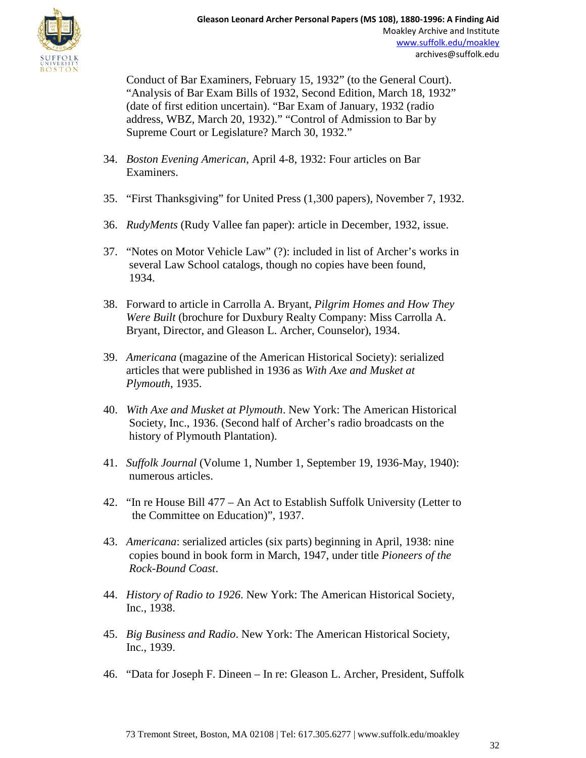Conduct of Bar Examiners, February 15, 1932" (to the General Court). "Analysis of Bar Exam Bills of 1932, Second Edition, March 18, 1932" (date of first edition uncertain). "Bar Exam of January, 1932 (radio address, WBZ, March 20, 1932)." "Control of Admission to Bar by Supreme Court or Legislature? March 30, 1932."

34. *Boston Evening American*, April 4-8, 1932: Four articles on Bar Examiners.

35. "First Thanksgiving" for United Press (1,300 papers), November 7, 1932.

36. *RudyMents* (Rudy Vallee fan paper): article in December, 1932, issue.

37. "Notes on Motor Vehicle Law" (?): included in list of Archer's works in several Law School catalogs, though no copies have been found, 1934.

38. Forward to article in Carrolla A. Bryant, *Pilgrim Homes and How They Were Built* (brochure for Duxbury Realty Company: Miss Carrolla A. Bryant, Director, and Gleason L. Archer, Counselor), 1934.

39. *Americana* (magazine of the American Historical Society): serialized articles that were published in 1936 as *With Axe and Musket at Plymouth*, 1935.

40. *With Axe and Musket at Plymouth*. New York: The American Historical Society, Inc., 1936. (Second half of Archer's radio broadcasts on the history of Plymouth Plantation).

41. *Suffolk Journal* (Volume 1, Number 1, September 19, 1936-May, 1940): numerous articles.

42. "In re House Bill 477 – An Act to Establish Suffolk University (Letter to the Committee on Education)", 1937.

43. *Americana*: serialized articles (six parts) beginning in April, 1938: nine copies bound in book form in March, 1947, under title *Pioneers of the Rock-Bound Coast*.

44. *History of Radio to 1926*. New York: The American Historical Society, Inc., 1938.

45. *Big Business and Radio*. New York: The American Historical Society, Inc., 1939.

46. "Data for Joseph F. Dineen – In re: Gleason L. Archer, President, Suffolk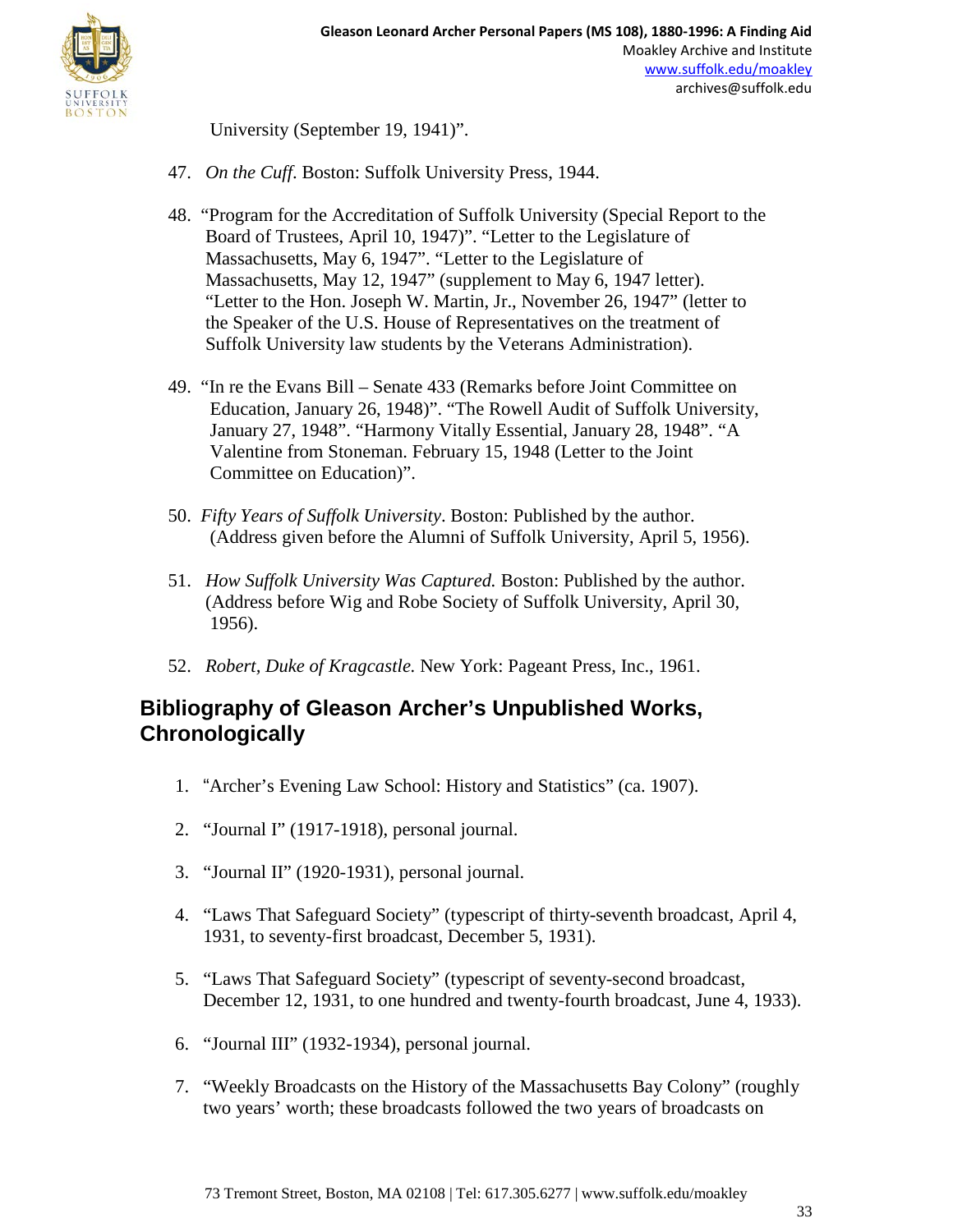University (September 19, 1941)”.

47. *On the Cuff*. Boston: Suffolk University Press, 1944.

48. “Program for the Accreditation of Suffolk University (Special Report to the Board of Trustees, April 10, 1947)”. “Letter to the Legislature of Massachusetts, May 6, 1947”. “Letter to the Legislature of Massachusetts, May 12, 1947” (supplement to May 6, 1947 letter). “Letter to the Hon. Joseph W. Martin, Jr., November 26, 1947” (letter to the Speaker of the U.S. House of Representatives on the treatment of Suffolk University law students by the Veterans Administration).

49. “In re the Evans Bill – Senate 433 (Remarks before Joint Committee on Education, January 26, 1948)”. “The Rowell Audit of Suffolk University, January 27, 1948”. “Harmony Vitally Essential, January 28, 1948”. “A Valentine from Stoneman. February 15, 1948 (Letter to the Joint Committee on Education)”.

50. *Fifty Years of Suffolk University*. Boston: Published by the author. (Address given before the Alumni of Suffolk University, April 5, 1956).

51. *How Suffolk University Was Captured.* Boston: Published by the author. (Address before Wig and Robe Society of Suffolk University, April 30, 1956).

52. *Robert, Duke of Kragcastle.* New York: Pageant Press, Inc., 1961.

## Bibliography of Gleason Archer’s Unpublished Works, Chronologically

1. “Archer’s Evening Law School: History and Statistics” (ca. 1907).

2. “Journal I” (1917-1918), personal journal.

3. “Journal II” (1920-1931), personal journal.

4. “Laws That Safeguard Society” (typescript of thirty-seventh broadcast, April 4, 1931, to seventy-first broadcast, December 5, 1931).

5. “Laws That Safeguard Society” (typescript of seventy-second broadcast, December 12, 1931, to one hundred and twenty-fourth broadcast, June 4, 1933).

6. “Journal III” (1932-1934), personal journal.

7. “Weekly Broadcasts on the History of the Massachusetts Bay Colony” (roughly two years’ worth; these broadcasts followed the two years of broadcasts on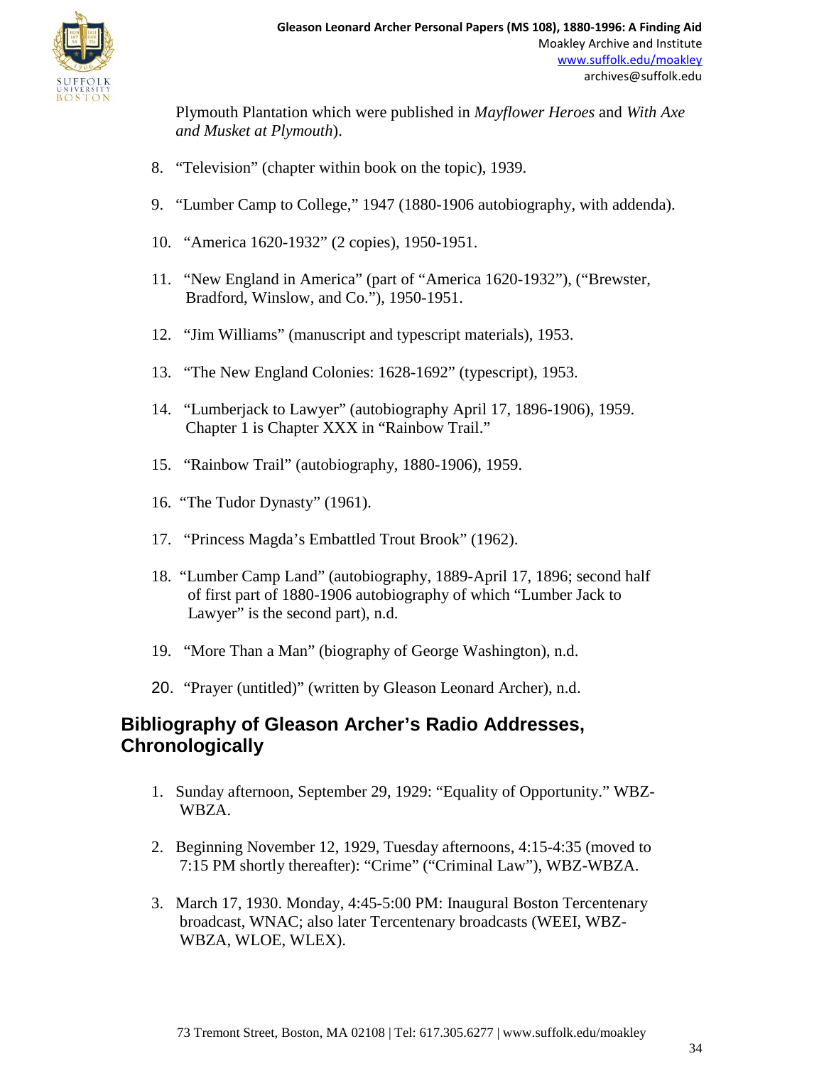Plymouth Plantation which were published in *Mayflower Heroes* and *With Axe and Musket at Plymouth*).

8. "Television" (chapter within book on the topic), 1939.

9. "Lumber Camp to College," 1947 (1880-1906 autobiography, with addenda).

10. "America 1620-1932" (2 copies), 1950-1951.

11. "New England in America" (part of "America 1620-1932"), ("Brewster, Bradford, Winslow, and Co."), 1950-1951.

12. "Jim Williams" (manuscript and typescript materials), 1953.

13. "The New England Colonies: 1628-1692" (typescript), 1953.

14. "Lumberjack to Lawyer" (autobiography April 17, 1896-1906), 1959. Chapter 1 is Chapter XXX in "Rainbow Trail."

15. "Rainbow Trail" (autobiography, 1880-1906), 1959.

16. "The Tudor Dynasty" (1961).

17. "Princess Magda's Embattled Trout Brook" (1962).

18. "Lumber Camp Land" (autobiography, 1889-April 17, 1896; second half of first part of 1880-1906 autobiography of which "Lumber Jack to Lawyer" is the second part), n.d.

19. "More Than a Man" (biography of George Washington), n.d.

20. "Prayer (untitled)" (written by Gleason Leonard Archer), n.d.

## Bibliography of Gleason Archer's Radio Addresses, Chronologically

1. Sunday afternoon, September 29, 1929: "Equality of Opportunity." WBZ-WBZA.

2. Beginning November 12, 1929, Tuesday afternoons, 4:15-4:35 (moved to 7:15 PM shortly thereafter): "Crime" ("Criminal Law"), WBZ-WBZA.

3. March 17, 1930. Monday, 4:45-5:00 PM: Inaugural Boston Tercentenary broadcast, WNAC; also later Tercentenary broadcasts (WEEI, WBZ-WBZA, WLOE, WLEX).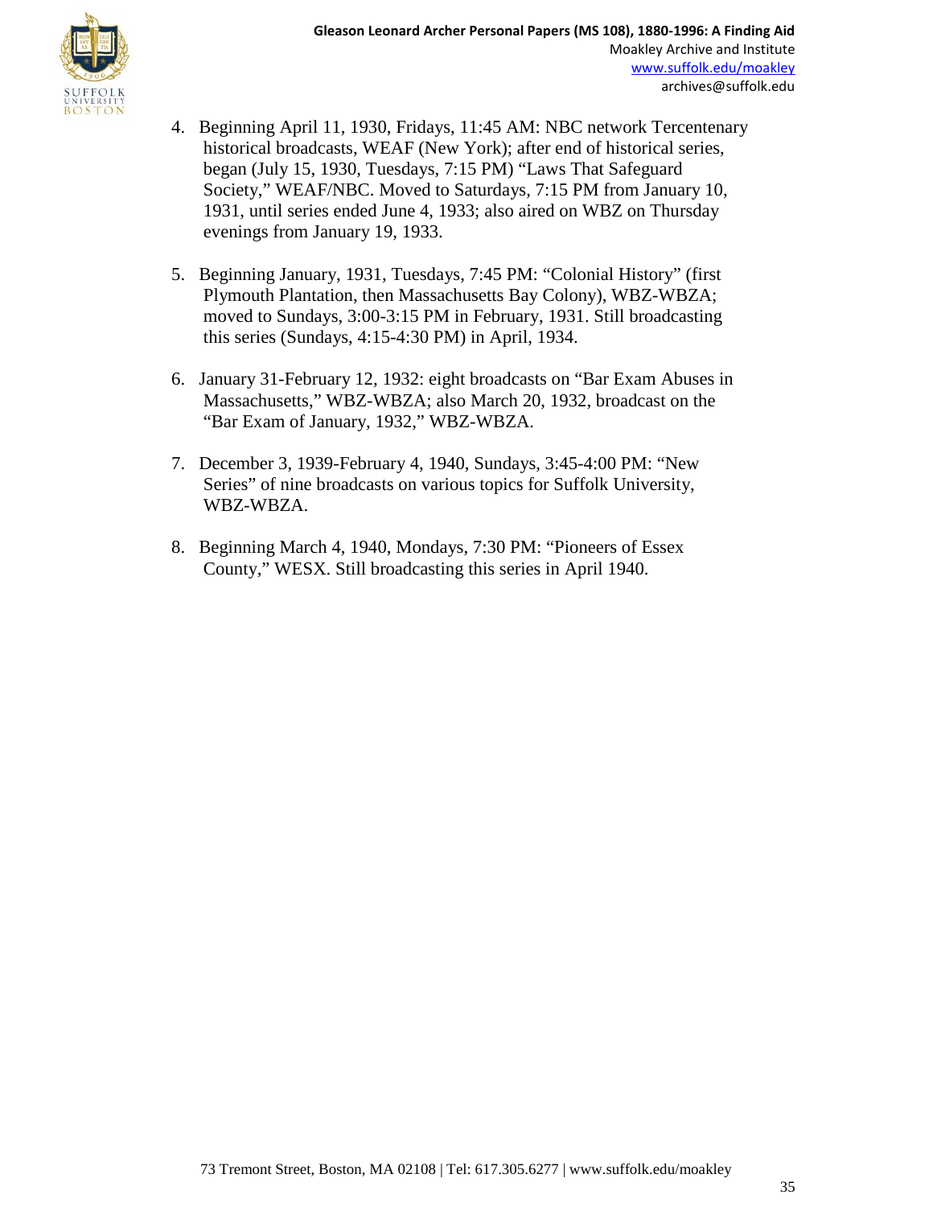4. Beginning April 11, 1930, Fridays, 11:45 AM: NBC network Tercentenary historical broadcasts, WEAF (New York); after end of historical series, began (July 15, 1930, Tuesdays, 7:15 PM) “Laws That Safeguard Society,” WEAF/NBC. Moved to Saturdays, 7:15 PM from January 10, 1931, until series ended June 4, 1933; also aired on WBZ on Thursday evenings from January 19, 1933.

5. Beginning January, 1931, Tuesdays, 7:45 PM: “Colonial History” (first Plymouth Plantation, then Massachusetts Bay Colony), WBZ-WBZA; moved to Sundays, 3:00-3:15 PM in February, 1931. Still broadcasting this series (Sundays, 4:15-4:30 PM) in April, 1934.

6. January 31-February 12, 1932: eight broadcasts on “Bar Exam Abuses in Massachusetts,” WBZ-WBZA; also March 20, 1932, broadcast on the “Bar Exam of January, 1932,” WBZ-WBZA.

7. December 3, 1939-February 4, 1940, Sundays, 3:45-4:00 PM: “New Series” of nine broadcasts on various topics for Suffolk University, WBZ-WBZA.

8. Beginning March 4, 1940, Mondays, 7:30 PM: “Pioneers of Essex County,” WESX. Still broadcasting this series in April 1940.